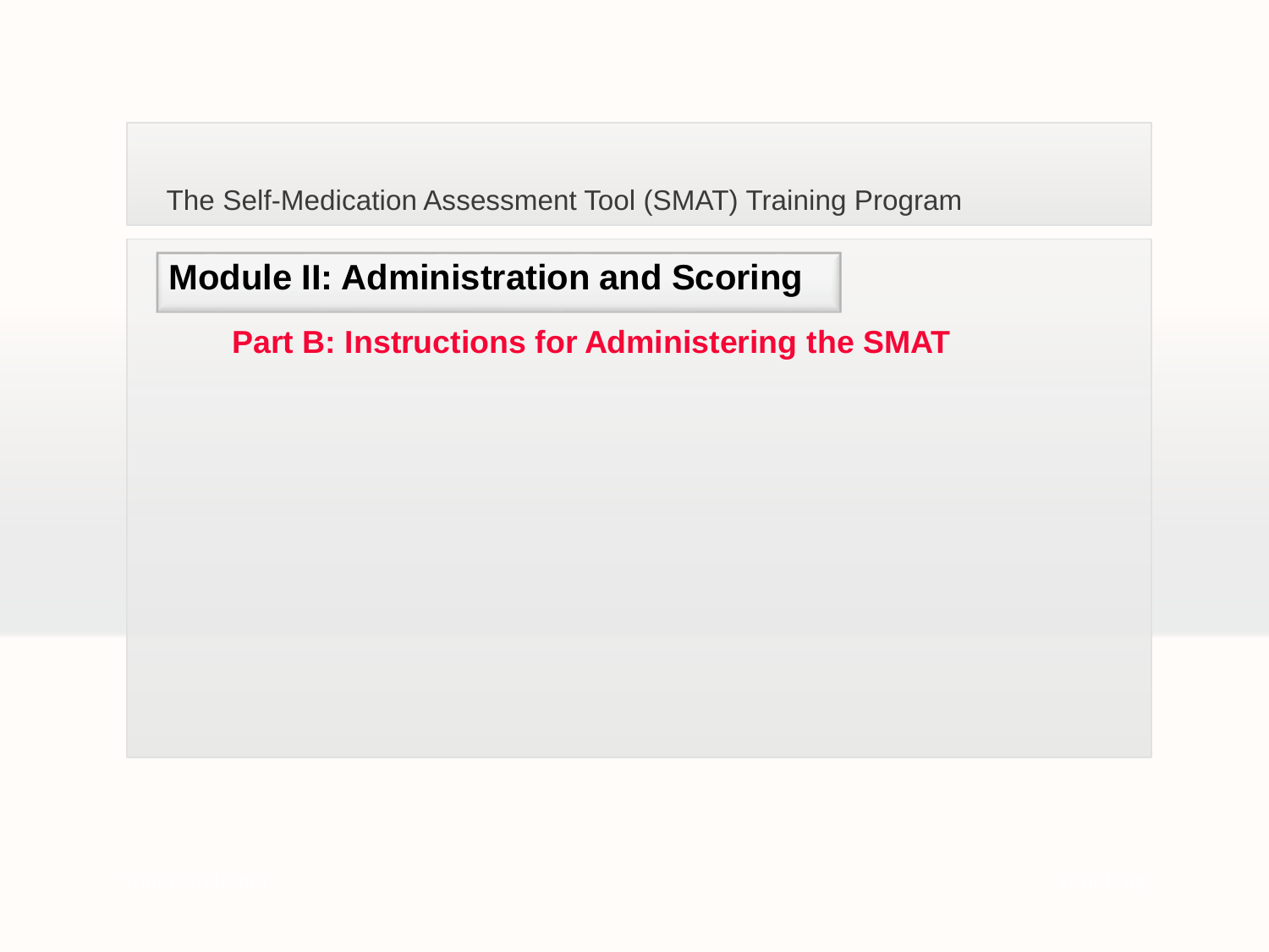The Self-Medication Assessment Tool (SMAT) Training Program

# Module II: Administration and Scoring

## Part B: Instructions for Administering the SMAT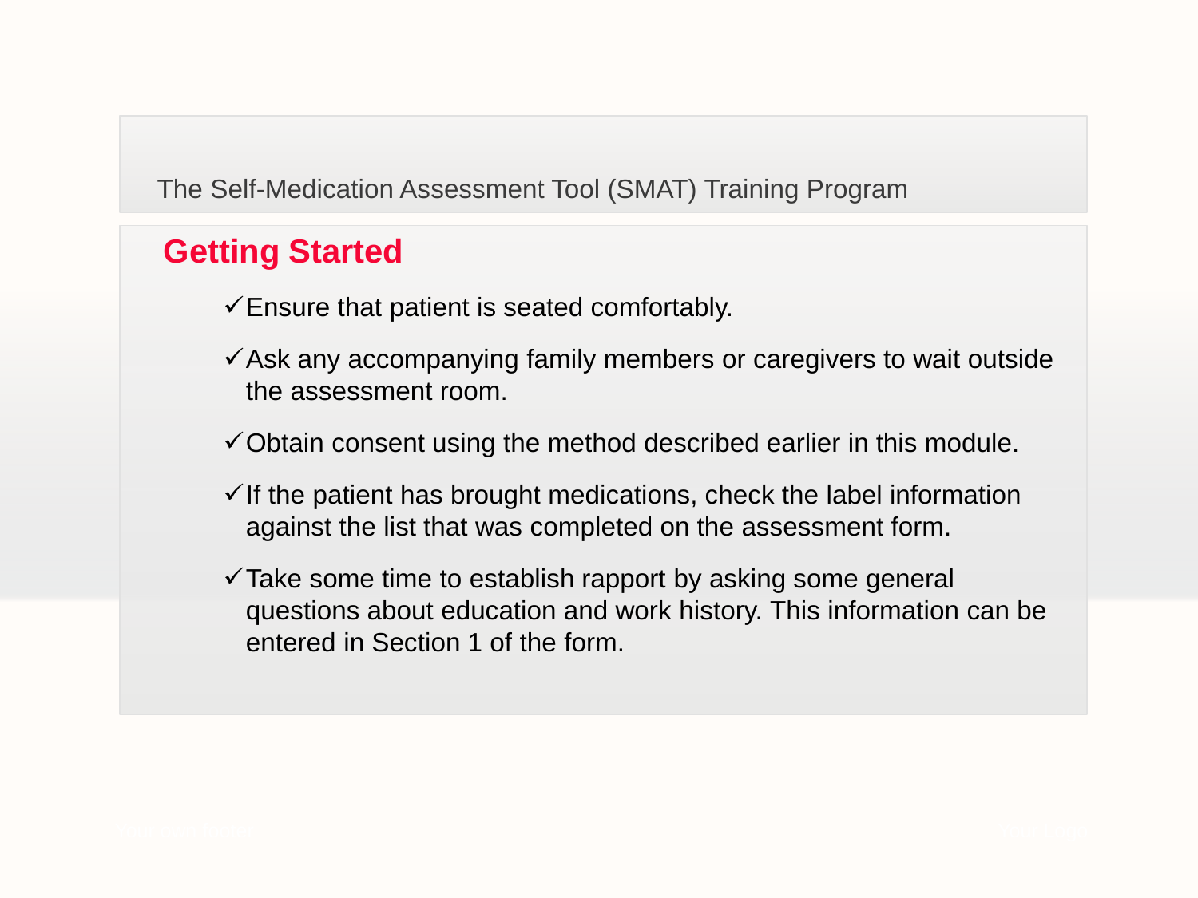## Getting Started

- ✓ Ensure that patient is seated comfortably.
- ✓ Ask any accompanying family members or caregivers to wait outside the assessment room.
- ✓ Obtain consent using the method described earlier in this module.
- ✓ If the patient has brought medications, check the label information against the list that was completed on the assessment form.
- ✓ Take some time to establish rapport by asking some general questions about education and work history. This information can be entered in Section 1 of the form.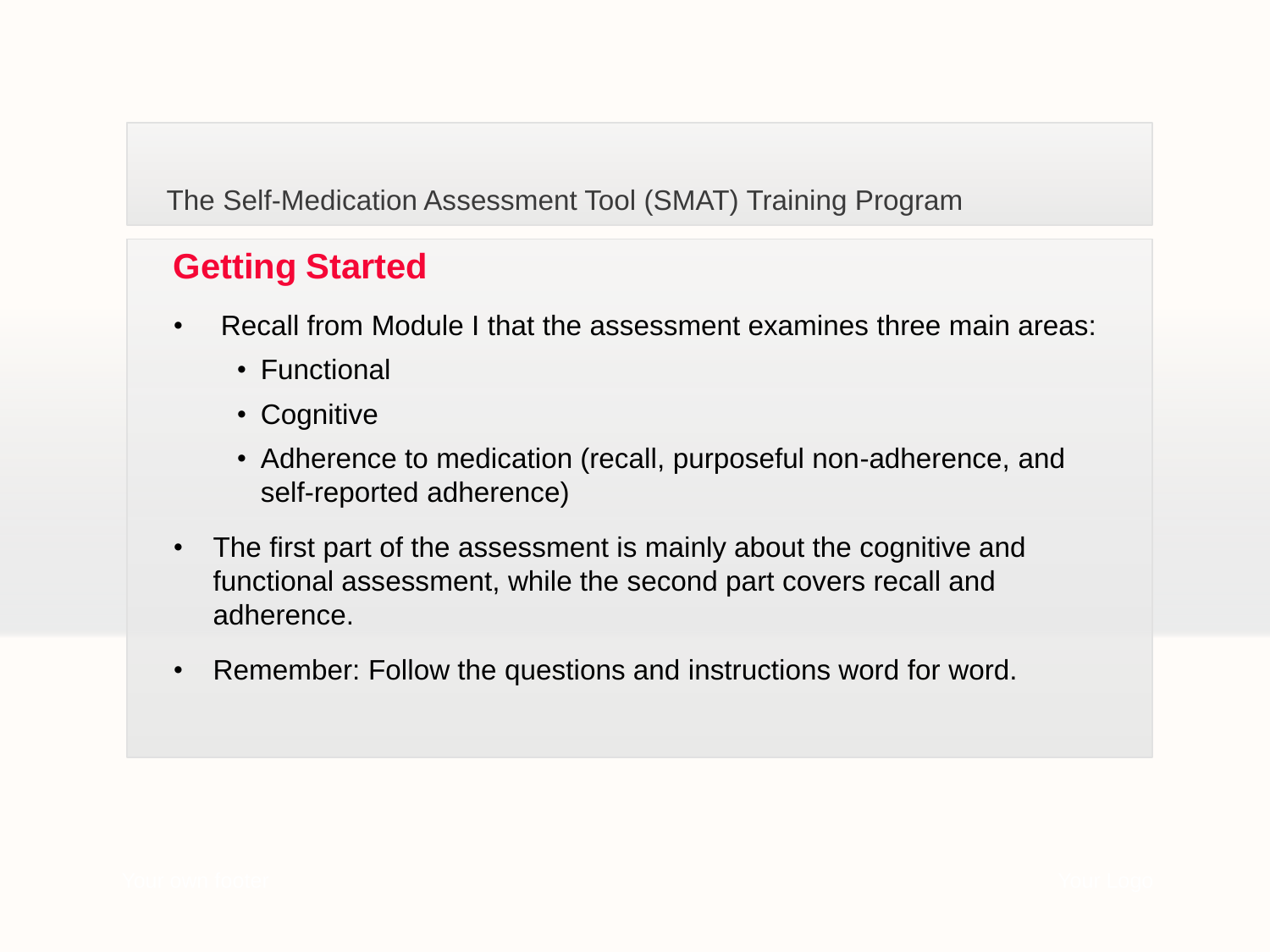The Self-Medication Assessment Tool (SMAT) Training Program

## Getting Started

- Recall from Module I that the assessment examines three main areas:
  - Functional
  - Cognitive
  - Adherence to medication (recall, purposeful non-adherence, and self-reported adherence)
- The first part of the assessment is mainly about the cognitive and functional assessment, while the second part covers recall and adherence.
- Remember: Follow the questions and instructions word for word.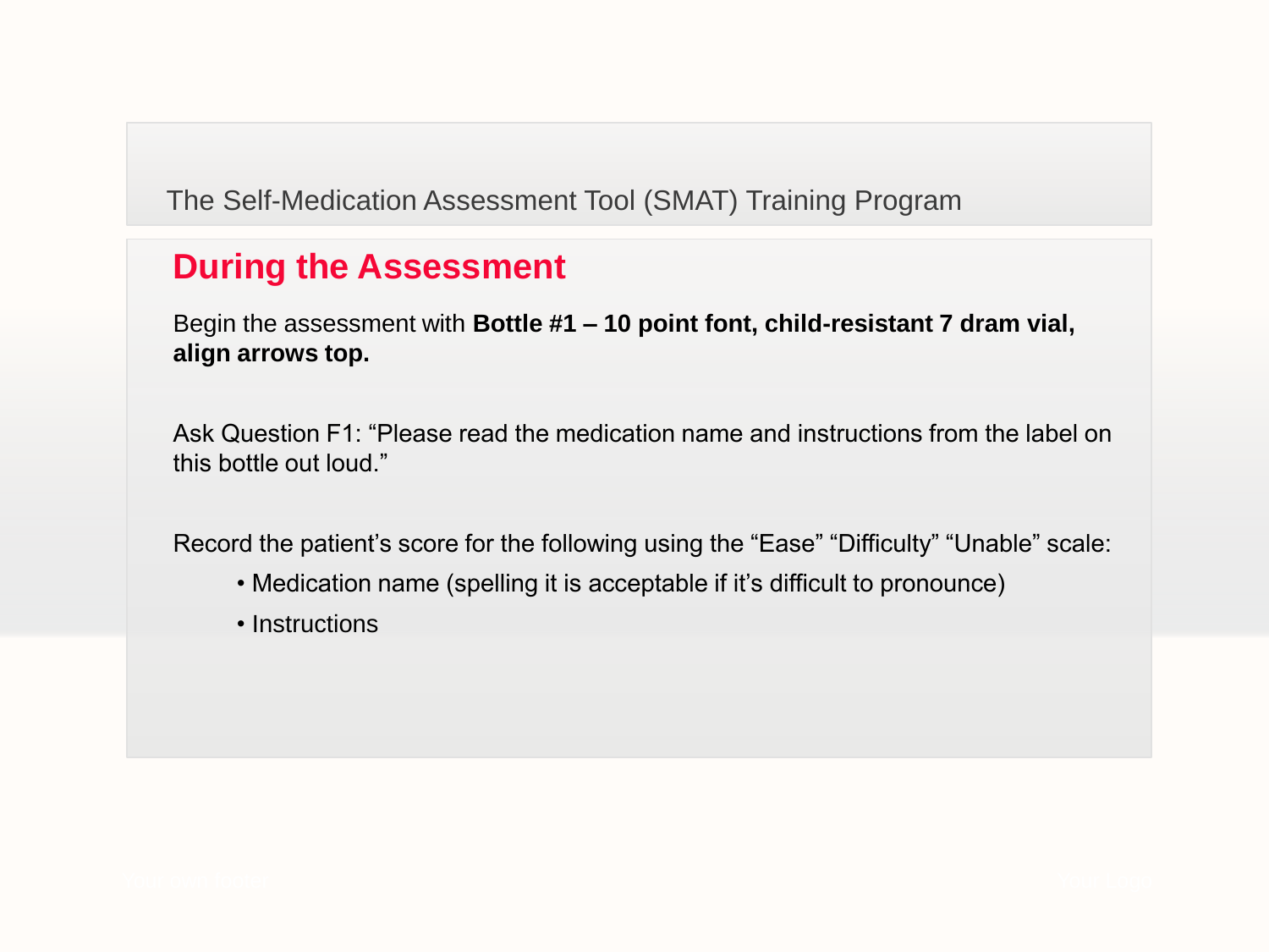## During the Assessment

Begin the assessment with **Bottle #1 – 10 point font, child-resistant 7 dram vial, align arrows top.**

Ask Question F1: “Please read the medication name and instructions from the label on this bottle out loud.”

Record the patient’s score for the following using the “Ease” “Difficulty” “Unable” scale:

- Medication name (spelling it is acceptable if it’s difficult to pronounce)
- Instructions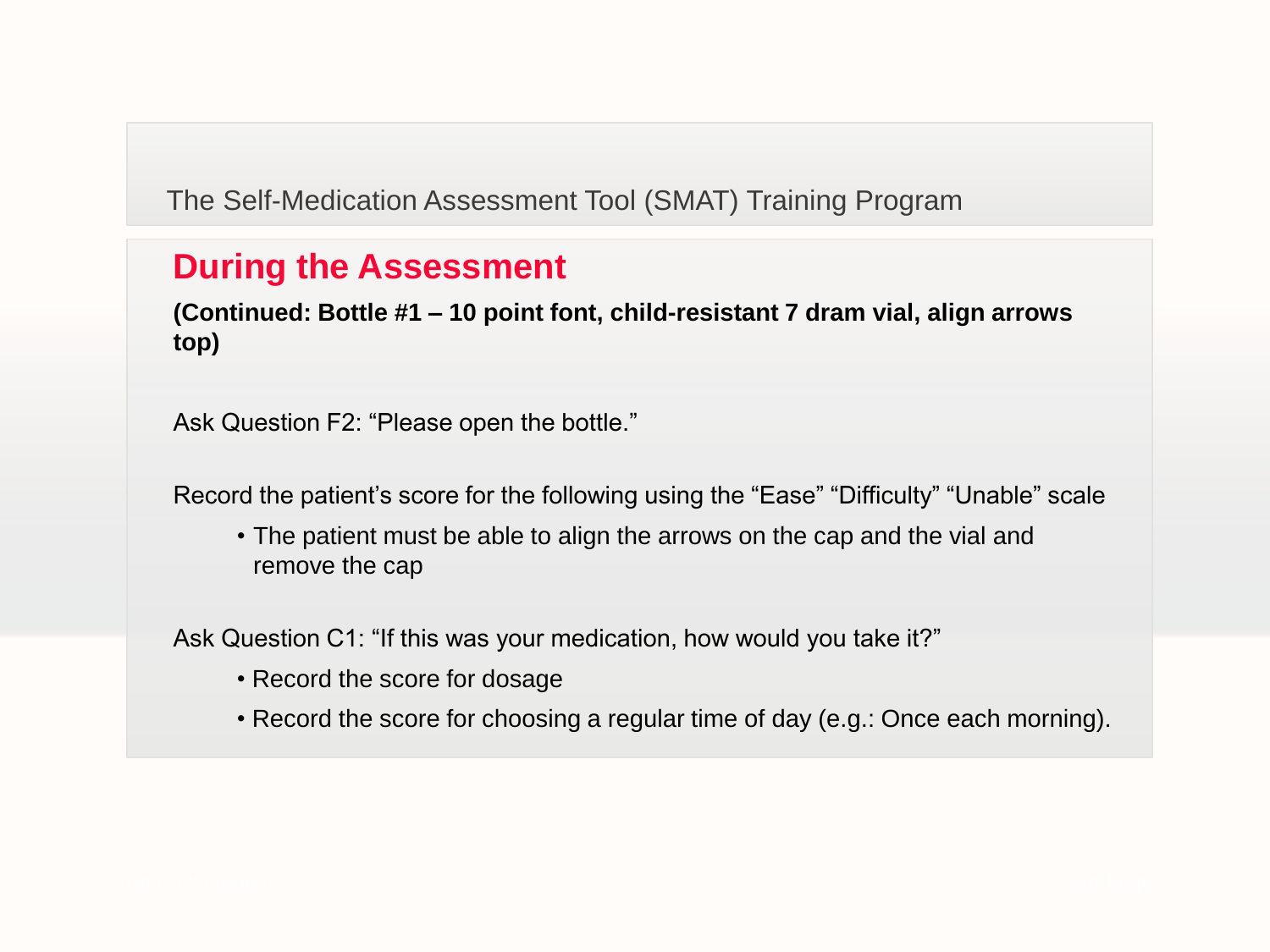The Self-Medication Assessment Tool (SMAT) Training Program

## During the Assessment

**(Continued: Bottle #1 – 10 point font, child-resistant 7 dram vial, align arrows top)**

Ask Question F2: “Please open the bottle.”

Record the patient’s score for the following using the “Ease” “Difficulty” “Unable” scale

- The patient must be able to align the arrows on the cap and the vial and remove the cap

Ask Question C1: “If this was your medication, how would you take it?”

- Record the score for dosage
- Record the score for choosing a regular time of day (e.g.: Once each morning).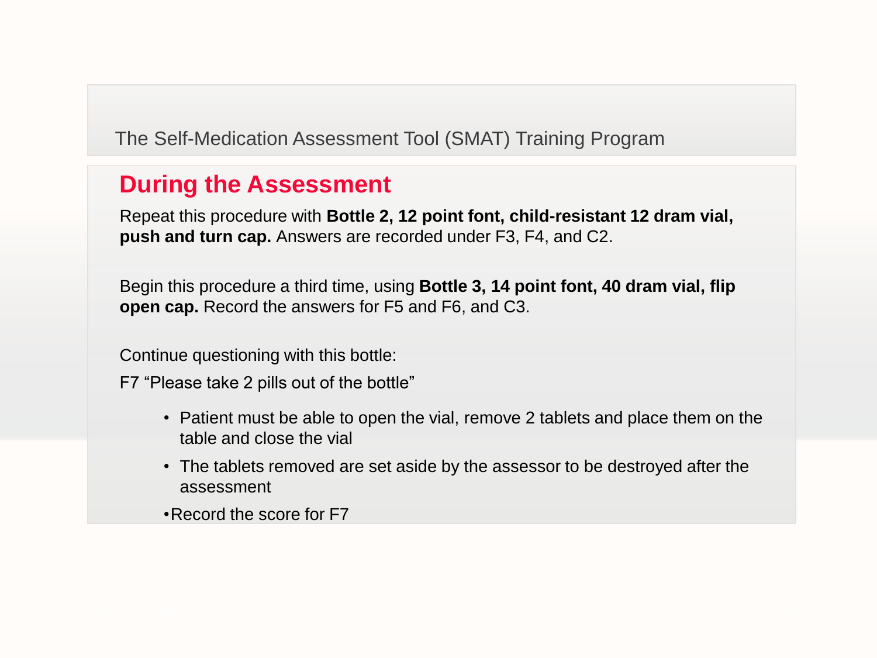The Self-Medication Assessment Tool (SMAT) Training Program

## During the Assessment

Repeat this procedure with **Bottle 2, 12 point font, child-resistant 12 dram vial, push and turn cap.** Answers are recorded under F3, F4, and C2.

Begin this procedure a third time, using **Bottle 3, 14 point font, 40 dram vial, flip open cap.** Record the answers for F5 and F6, and C3.

Continue questioning with this bottle:

F7 "Please take 2 pills out of the bottle"

- Patient must be able to open the vial, remove 2 tablets and place them on the table and close the vial
- The tablets removed are set aside by the assessor to be destroyed after the assessment
- Record the score for F7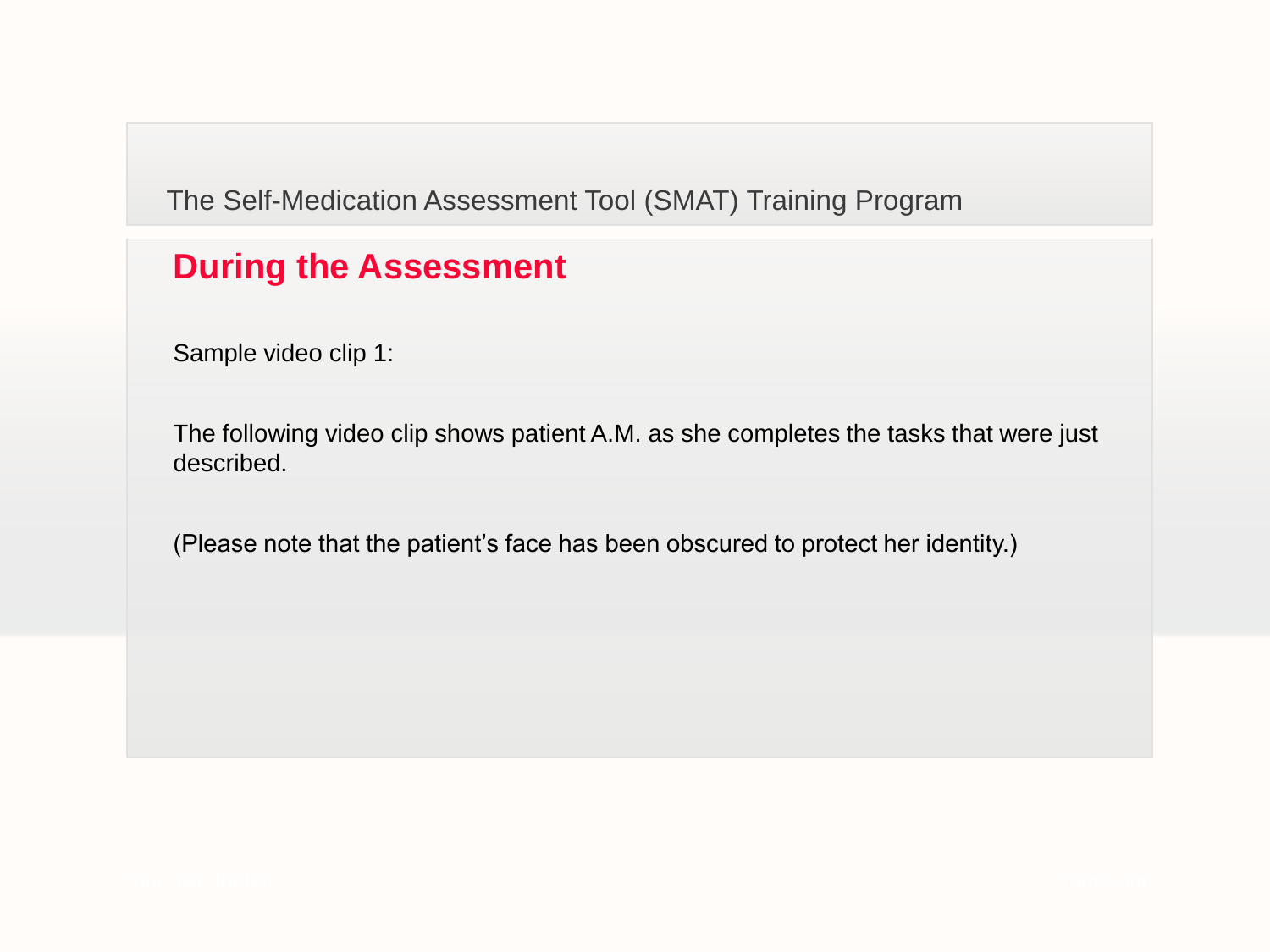The Self-Medication Assessment Tool (SMAT) Training Program

## During the Assessment

Sample video clip 1:

The following video clip shows patient A.M. as she completes the tasks that were just described.

(Please note that the patient’s face has been obscured to protect her identity.)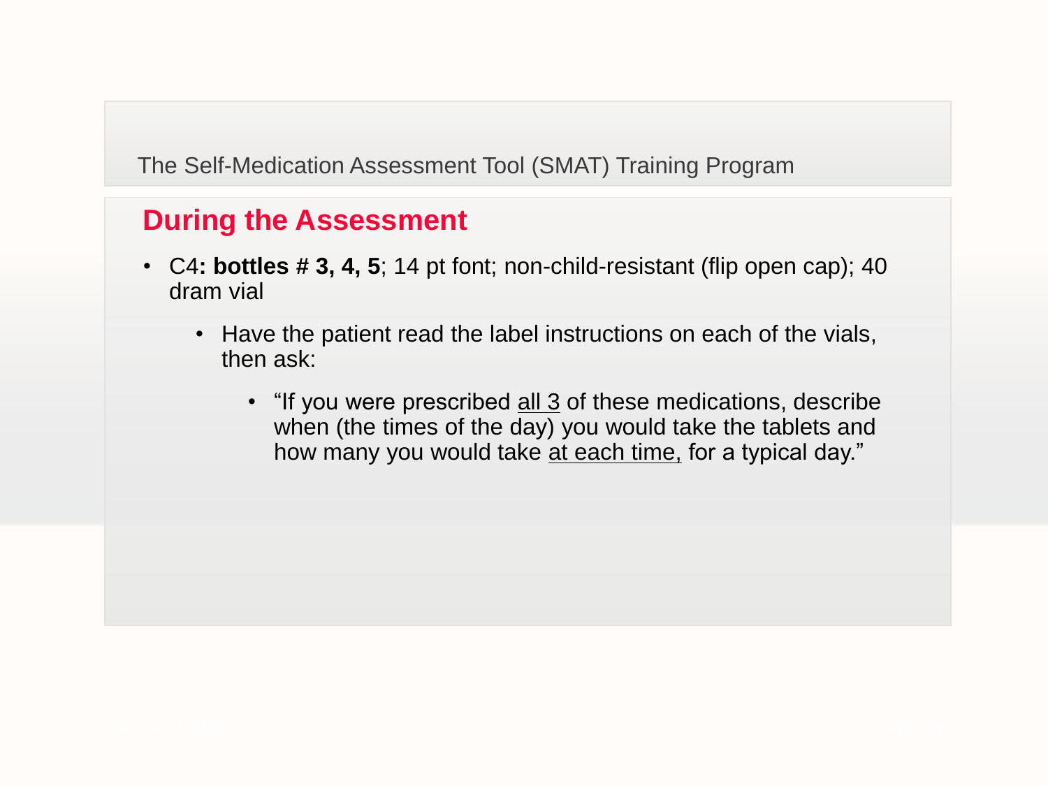The Self-Medication Assessment Tool (SMAT) Training Program

## During the Assessment

- C4**: bottles # 3, 4, 5**; 14 pt font; non-child-resistant (flip open cap); 40 dram vial
  - Have the patient read the label instructions on each of the vials, then ask:
    - "If you were prescribed <u>all 3</u> of these medications, describe when (the times of the day) you would take the tablets and how many you would take <u>at each time,</u> for a typical day."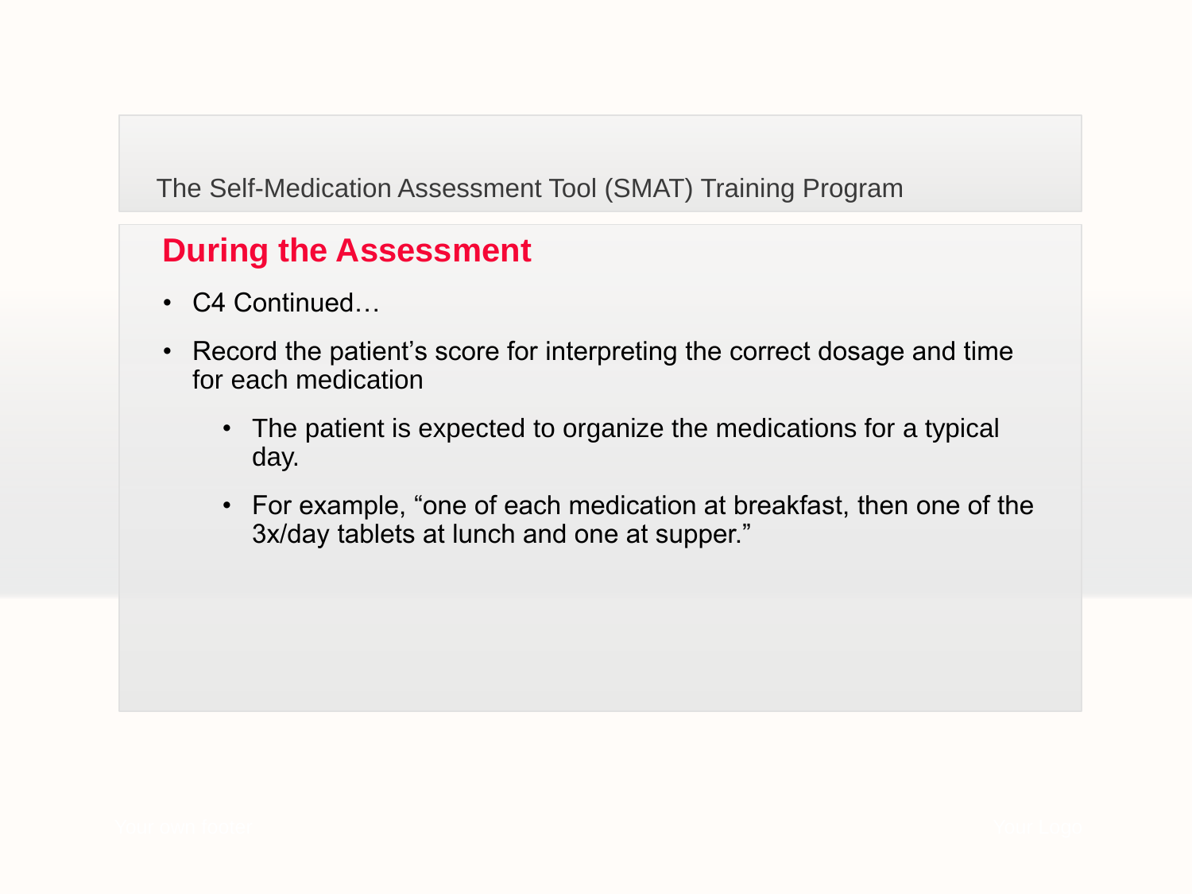The Self-Medication Assessment Tool (SMAT) Training Program

## During the Assessment

- C4 Continued…
- Record the patient's score for interpreting the correct dosage and time for each medication
  - The patient is expected to organize the medications for a typical day.
  - For example, "one of each medication at breakfast, then one of the 3x/day tablets at lunch and one at supper."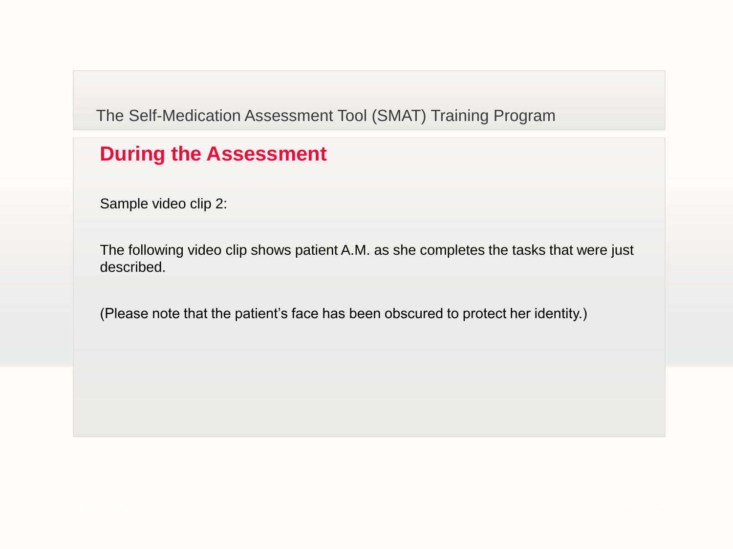The Self-Medication Assessment Tool (SMAT) Training Program

## During the Assessment

Sample video clip 2:

The following video clip shows patient A.M. as she completes the tasks that were just described.

(Please note that the patient's face has been obscured to protect her identity.)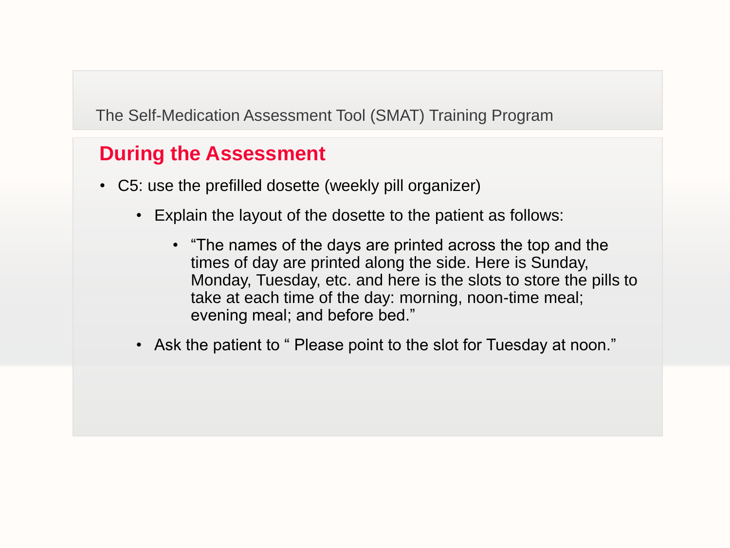The Self-Medication Assessment Tool (SMAT) Training Program

## During the Assessment

- C5: use the prefilled dosette (weekly pill organizer)
  - Explain the layout of the dosette to the patient as follows:
    - “The names of the days are printed across the top and the times of day are printed along the side. Here is Sunday, Monday, Tuesday, etc. and here is the slots to store the pills to take at each time of the day: morning, noon-time meal; evening meal; and before bed.”
  - Ask the patient to “ Please point to the slot for Tuesday at noon.”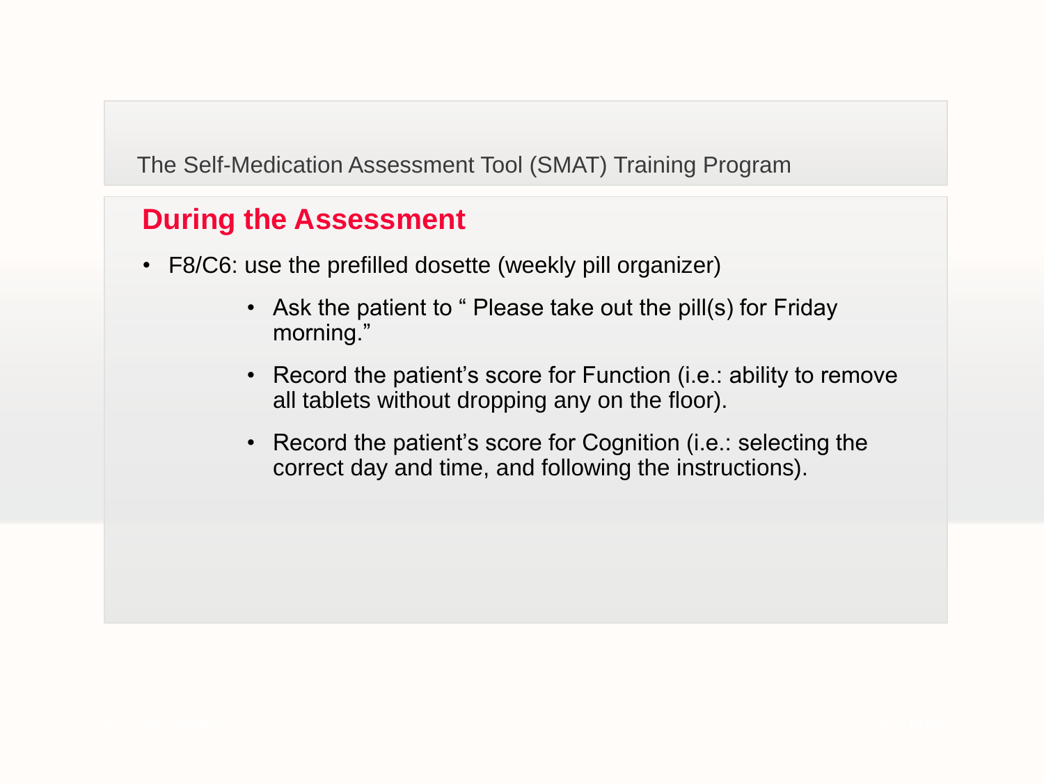The Self-Medication Assessment Tool (SMAT) Training Program

## During the Assessment

- F8/C6: use the prefilled dosette (weekly pill organizer)
    - Ask the patient to " Please take out the pill(s) for Friday morning."
    - Record the patient's score for Function (i.e.: ability to remove all tablets without dropping any on the floor).
    - Record the patient's score for Cognition (i.e.: selecting the correct day and time, and following the instructions).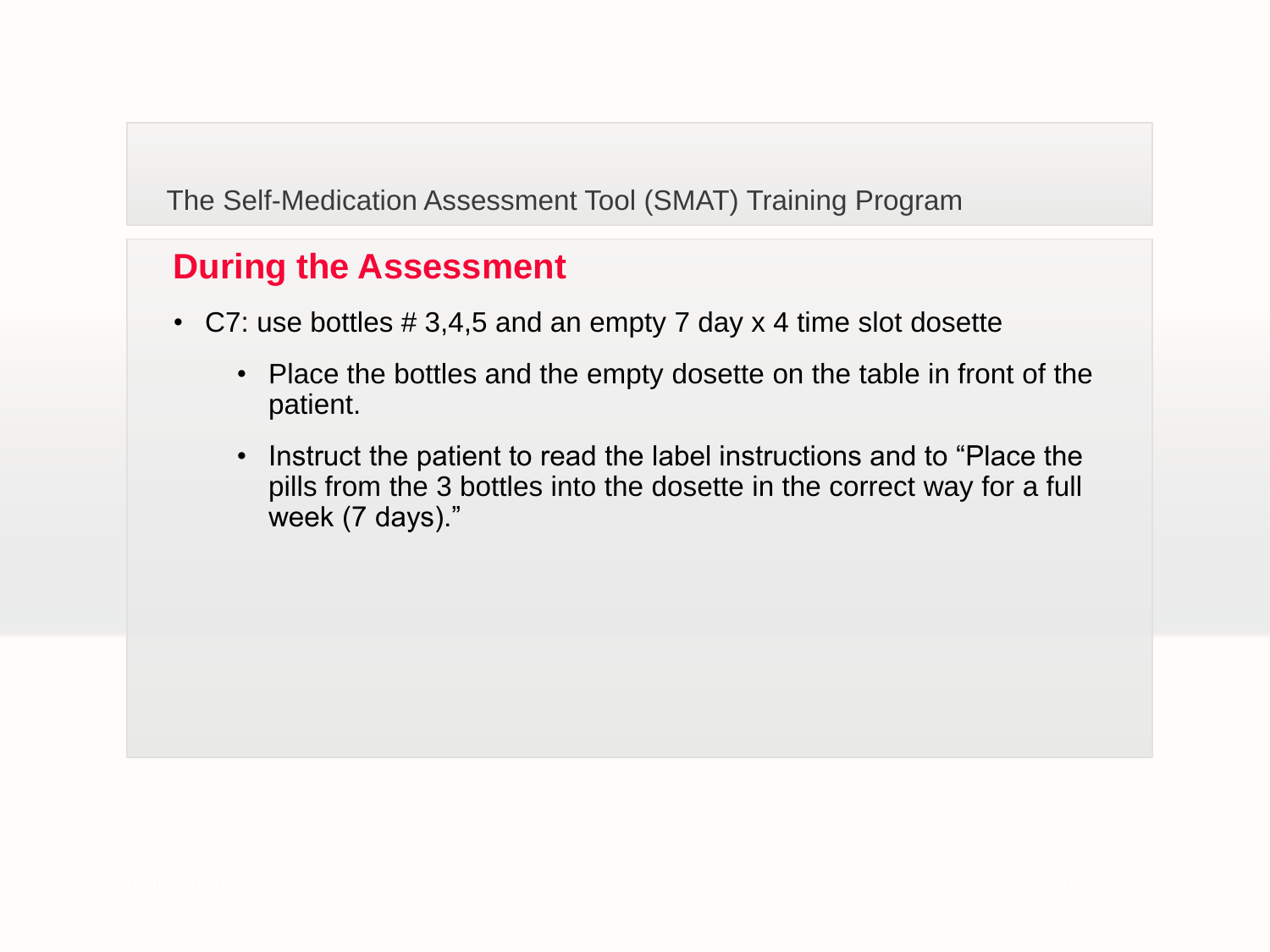The Self-Medication Assessment Tool (SMAT) Training Program

## During the Assessment

- C7: use bottles # 3,4,5 and an empty 7 day x 4 time slot dosette
  - Place the bottles and the empty dosette on the table in front of the patient.
  - Instruct the patient to read the label instructions and to “Place the pills from the 3 bottles into the dosette in the correct way for a full week (7 days).”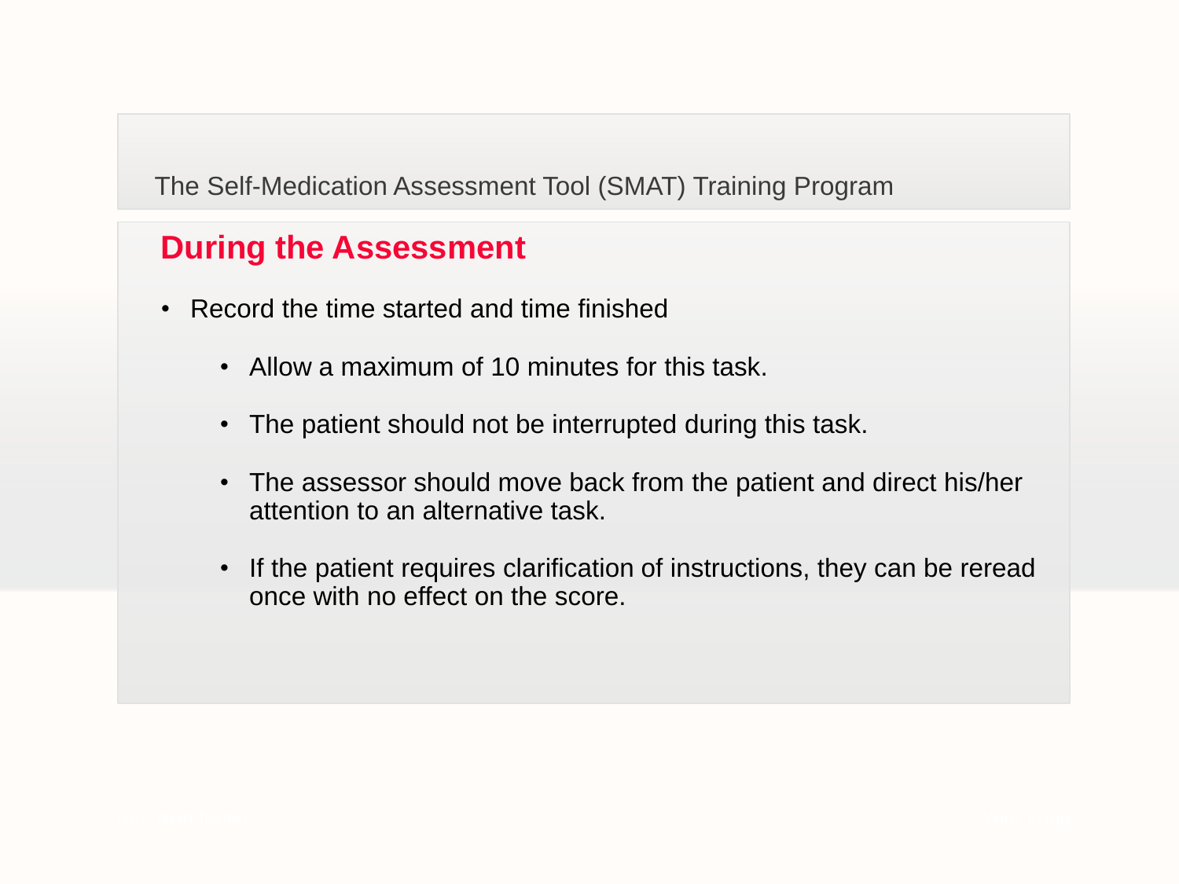The Self-Medication Assessment Tool (SMAT) Training Program

## During the Assessment

- Record the time started and time finished
    - Allow a maximum of 10 minutes for this task.
    - The patient should not be interrupted during this task.
    - The assessor should move back from the patient and direct his/her attention to an alternative task.
    - If the patient requires clarification of instructions, they can be reread once with no effect on the score.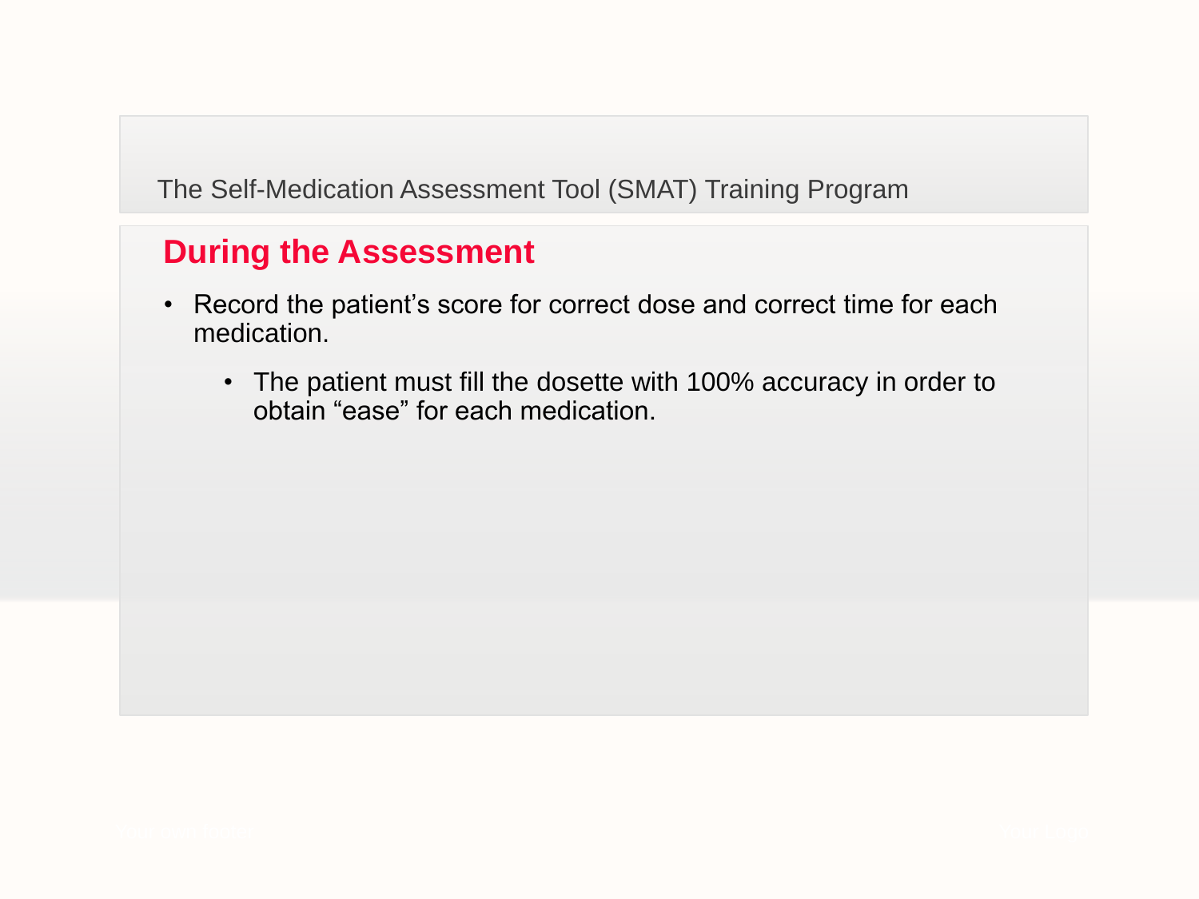The Self-Medication Assessment Tool (SMAT) Training Program

## During the Assessment

- Record the patient's score for correct dose and correct time for each medication.
  - The patient must fill the dosette with 100% accuracy in order to obtain "ease" for each medication.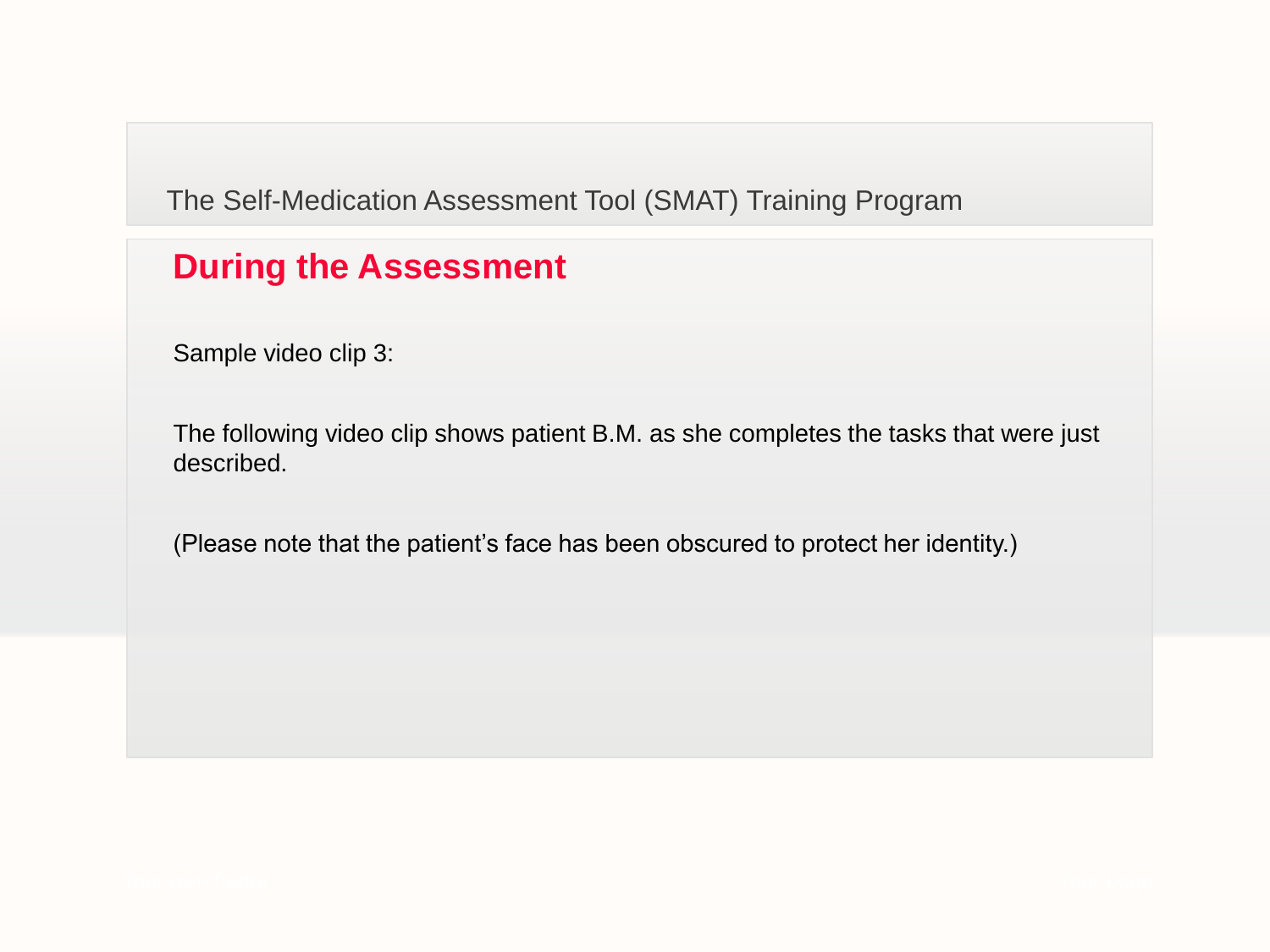The Self-Medication Assessment Tool (SMAT) Training Program

## During the Assessment

Sample video clip 3:

The following video clip shows patient B.M. as she completes the tasks that were just described.

(Please note that the patient's face has been obscured to protect her identity.)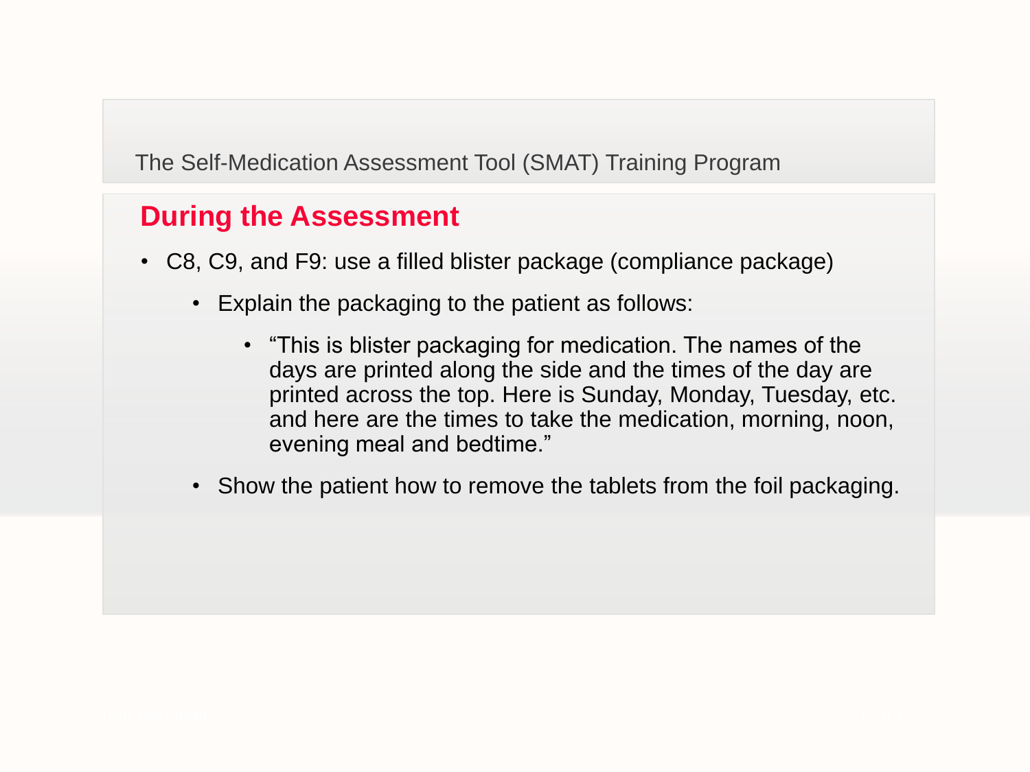The Self-Medication Assessment Tool (SMAT) Training Program

## During the Assessment

- C8, C9, and F9: use a filled blister package (compliance package)
  - Explain the packaging to the patient as follows:
    - "This is blister packaging for medication. The names of the days are printed along the side and the times of the day are printed across the top. Here is Sunday, Monday, Tuesday, etc. and here are the times to take the medication, morning, noon, evening meal and bedtime."
  - Show the patient how to remove the tablets from the foil packaging.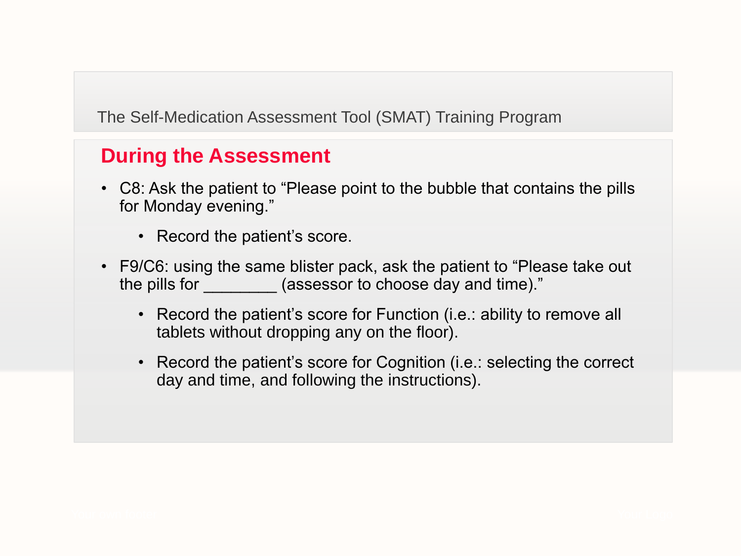## During the Assessment

- C8: Ask the patient to "Please point to the bubble that contains the pills for Monday evening."
  - Record the patient's score.
- F9/C6: using the same blister pack, ask the patient to "Please take out the pills for ________ (assessor to choose day and time)."
  - Record the patient's score for Function (i.e.: ability to remove all tablets without dropping any on the floor).
  - Record the patient's score for Cognition (i.e.: selecting the correct day and time, and following the instructions).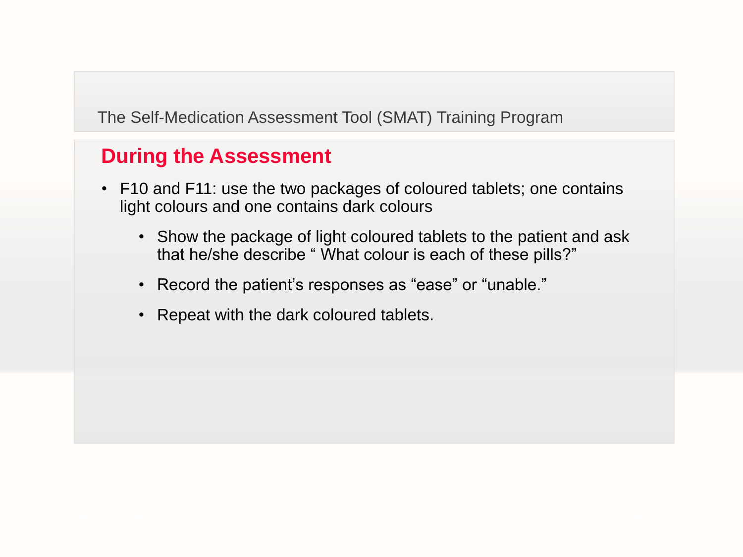The Self-Medication Assessment Tool (SMAT) Training Program

## During the Assessment

- F10 and F11: use the two packages of coloured tablets; one contains light colours and one contains dark colours
    - Show the package of light coloured tablets to the patient and ask that he/she describe " What colour is each of these pills?"
    - Record the patient's responses as "ease" or "unable."
    - Repeat with the dark coloured tablets.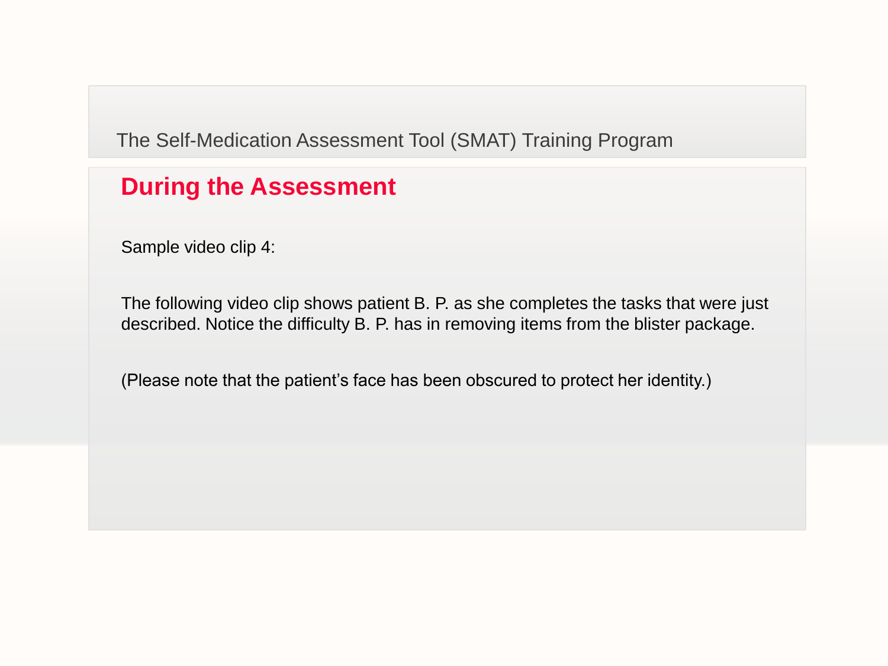The Self-Medication Assessment Tool (SMAT) Training Program

## During the Assessment

Sample video clip 4:

The following video clip shows patient B. P. as she completes the tasks that were just described. Notice the difficulty B. P. has in removing items from the blister package.

(Please note that the patient's face has been obscured to protect her identity.)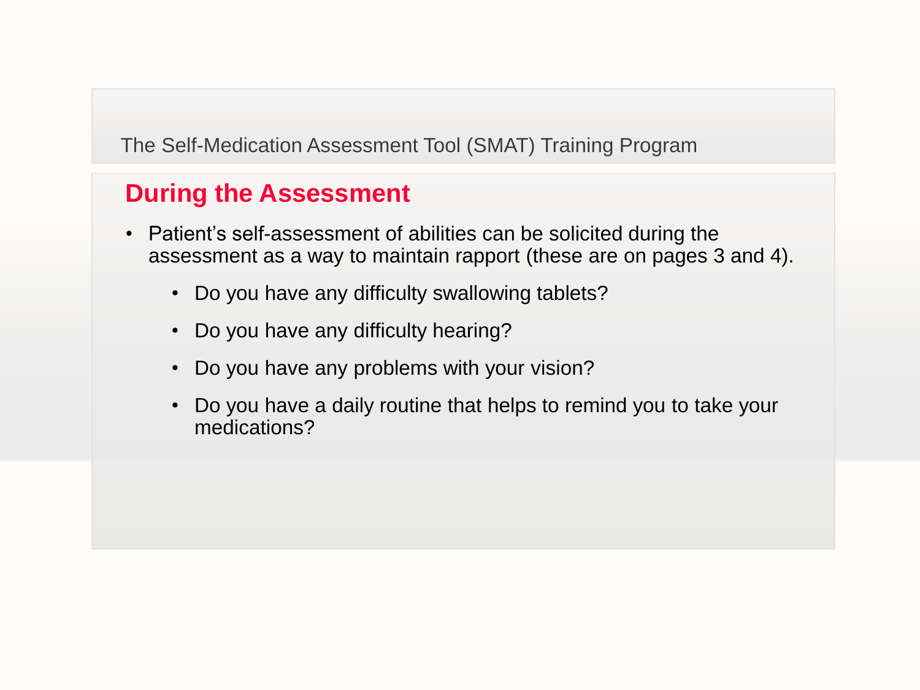The Self-Medication Assessment Tool (SMAT) Training Program

## During the Assessment

- Patient's self-assessment of abilities can be solicited during the assessment as a way to maintain rapport (these are on pages 3 and 4).
  - Do you have any difficulty swallowing tablets?
  - Do you have any difficulty hearing?
  - Do you have any problems with your vision?
  - Do you have a daily routine that helps to remind you to take your medications?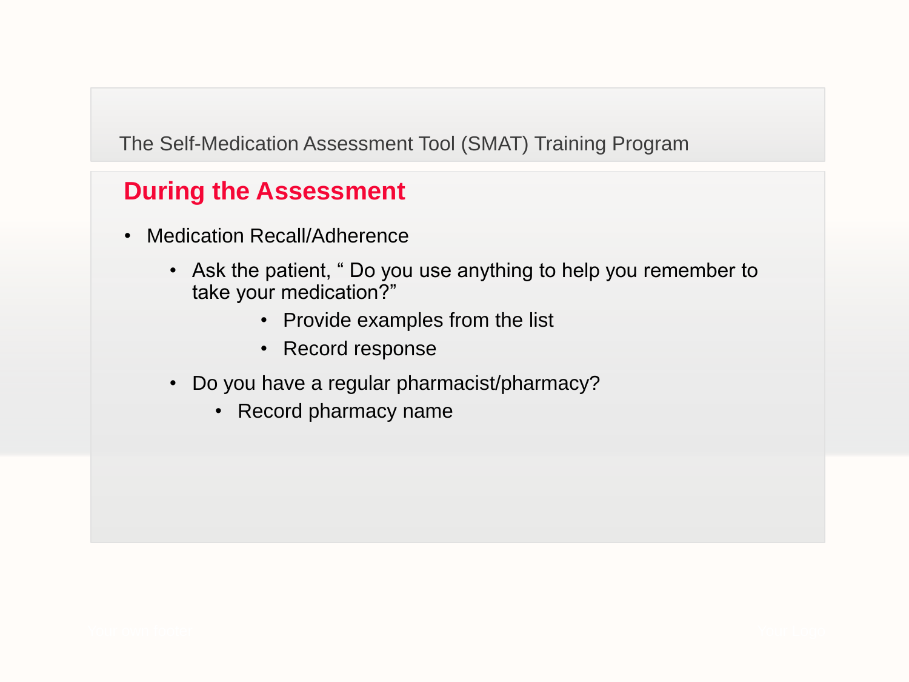The Self-Medication Assessment Tool (SMAT) Training Program

## During the Assessment

- Medication Recall/Adherence
    - Ask the patient, " Do you use anything to help you remember to take your medication?"
        - Provide examples from the list
        - Record response
    - Do you have a regular pharmacist/pharmacy?
        - Record pharmacy name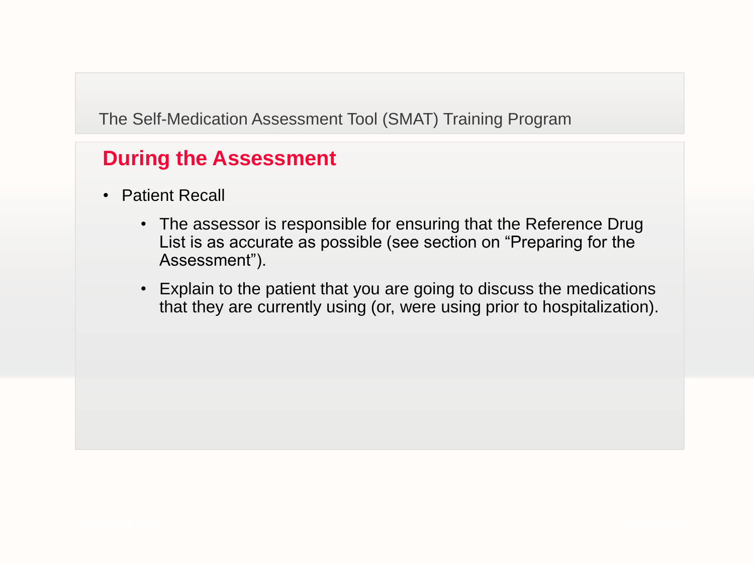The Self-Medication Assessment Tool (SMAT) Training Program

## During the Assessment

- Patient Recall
  - The assessor is responsible for ensuring that the Reference Drug List is as accurate as possible (see section on “Preparing for the Assessment”).
  - Explain to the patient that you are going to discuss the medications that they are currently using (or, were using prior to hospitalization).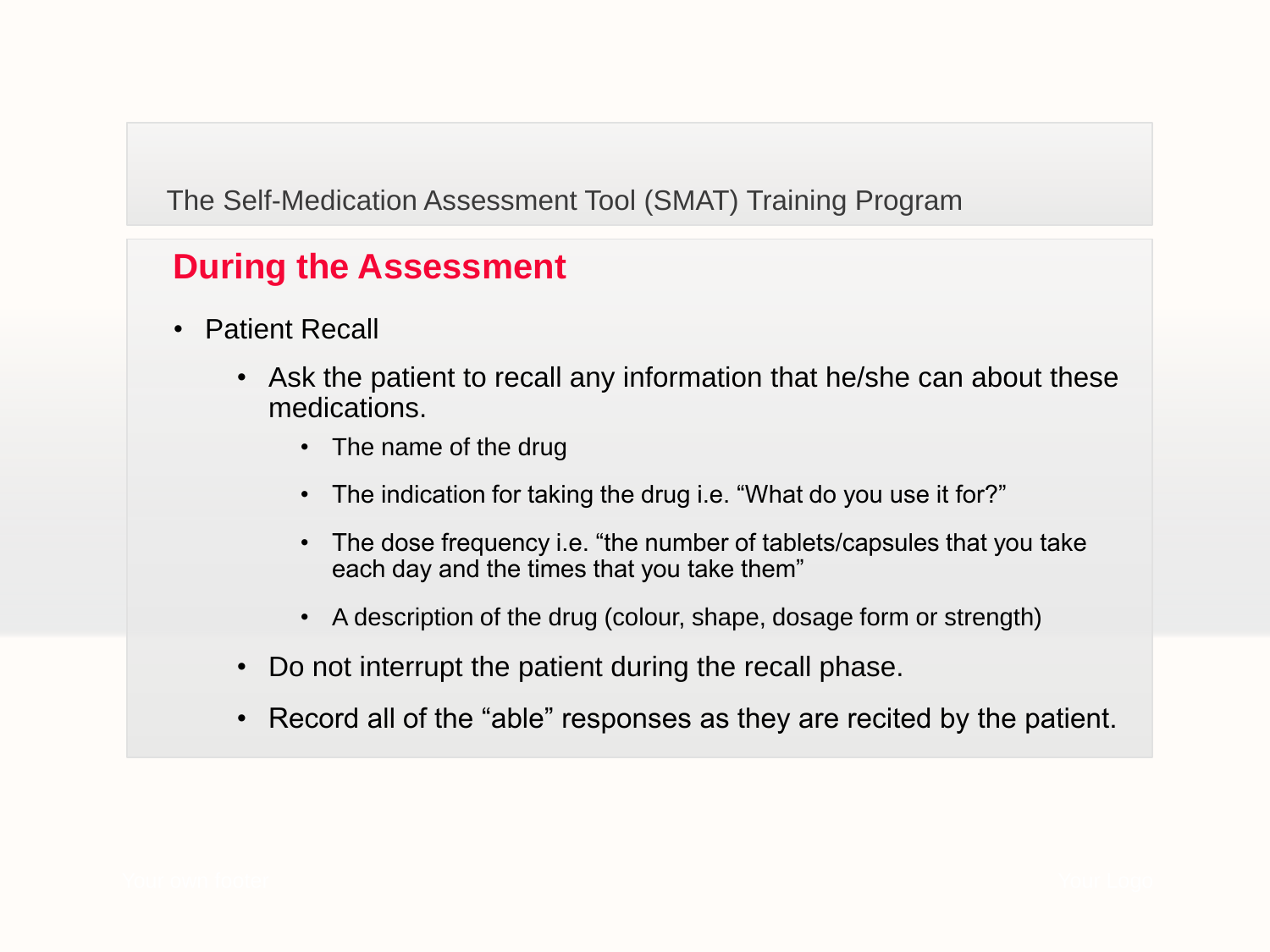The Self-Medication Assessment Tool (SMAT) Training Program

## During the Assessment

- Patient Recall
  - Ask the patient to recall any information that he/she can about these medications.
    - The name of the drug
    - The indication for taking the drug i.e. “What do you use it for?”
    - The dose frequency i.e. “the number of tablets/capsules that you take each day and the times that you take them”
    - A description of the drug (colour, shape, dosage form or strength)
  - Do not interrupt the patient during the recall phase.
  - Record all of the “able” responses as they are recited by the patient.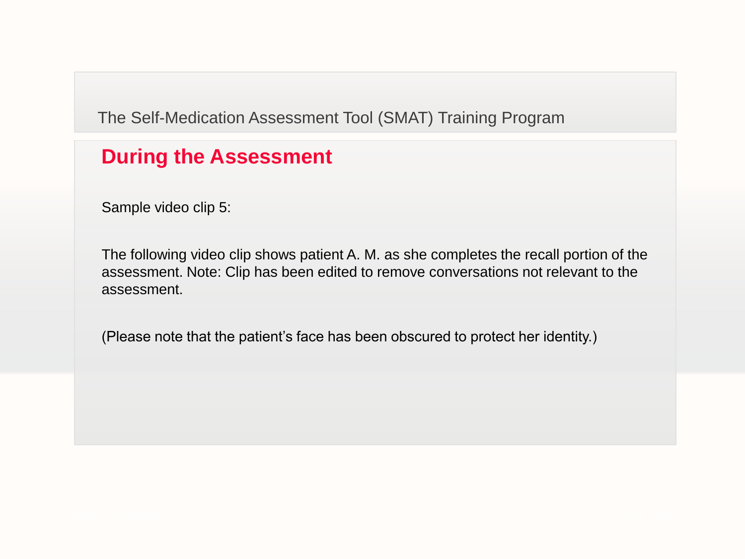The Self-Medication Assessment Tool (SMAT) Training Program

## During the Assessment

Sample video clip 5:

The following video clip shows patient A. M. as she completes the recall portion of the assessment. Note: Clip has been edited to remove conversations not relevant to the assessment.

(Please note that the patient's face has been obscured to protect her identity.)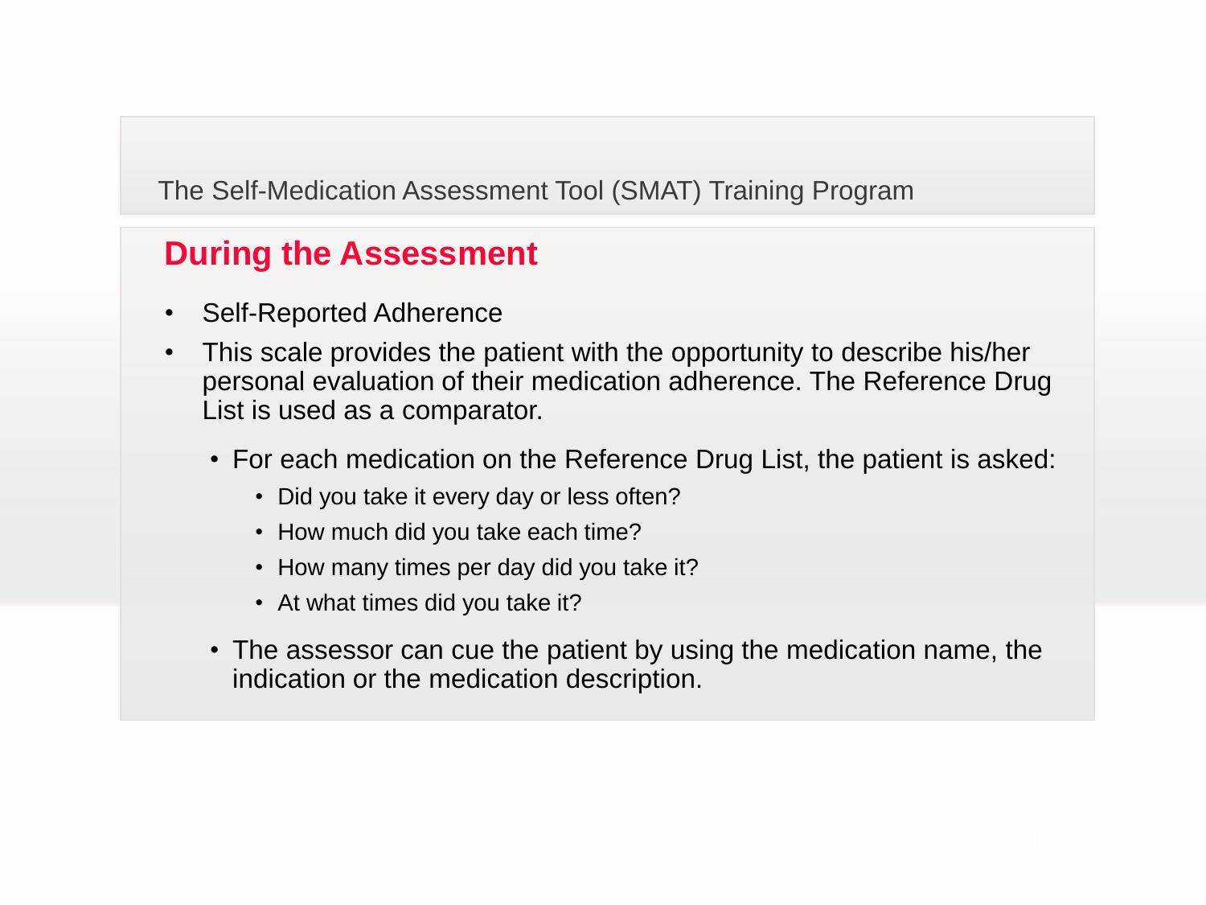The Self-Medication Assessment Tool (SMAT) Training Program

## During the Assessment

- Self-Reported Adherence
- This scale provides the patient with the opportunity to describe his/her personal evaluation of their medication adherence. The Reference Drug List is used as a comparator.
  - For each medication on the Reference Drug List, the patient is asked:
    - Did you take it every day or less often?
    - How much did you take each time?
    - How many times per day did you take it?
    - At what times did you take it?
  - The assessor can cue the patient by using the medication name, the indication or the medication description.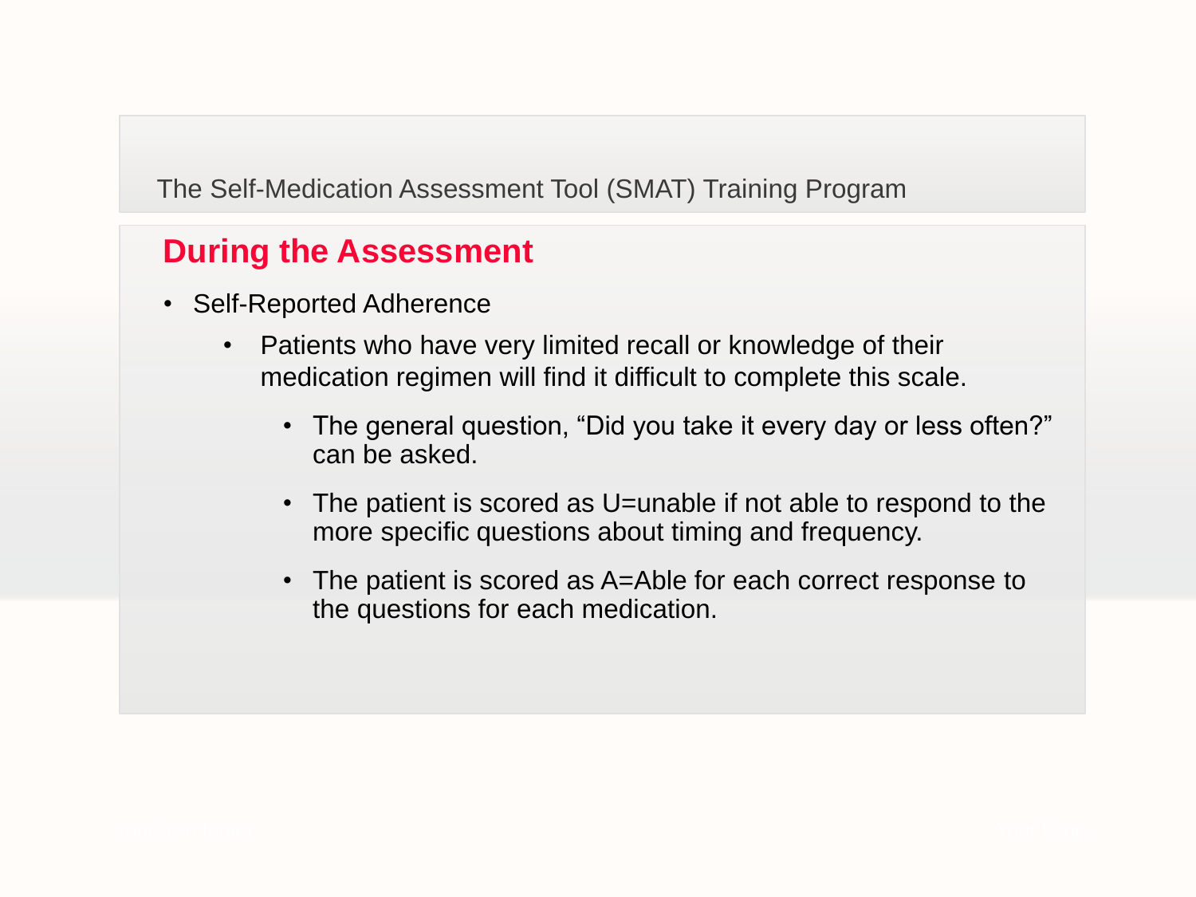The Self-Medication Assessment Tool (SMAT) Training Program

## During the Assessment

- Self-Reported Adherence
  - Patients who have very limited recall or knowledge of their medication regimen will find it difficult to complete this scale.
    - The general question, “Did you take it every day or less often?” can be asked.
    - The patient is scored as U=unable if not able to respond to the more specific questions about timing and frequency.
    - The patient is scored as A=Able for each correct response to the questions for each medication.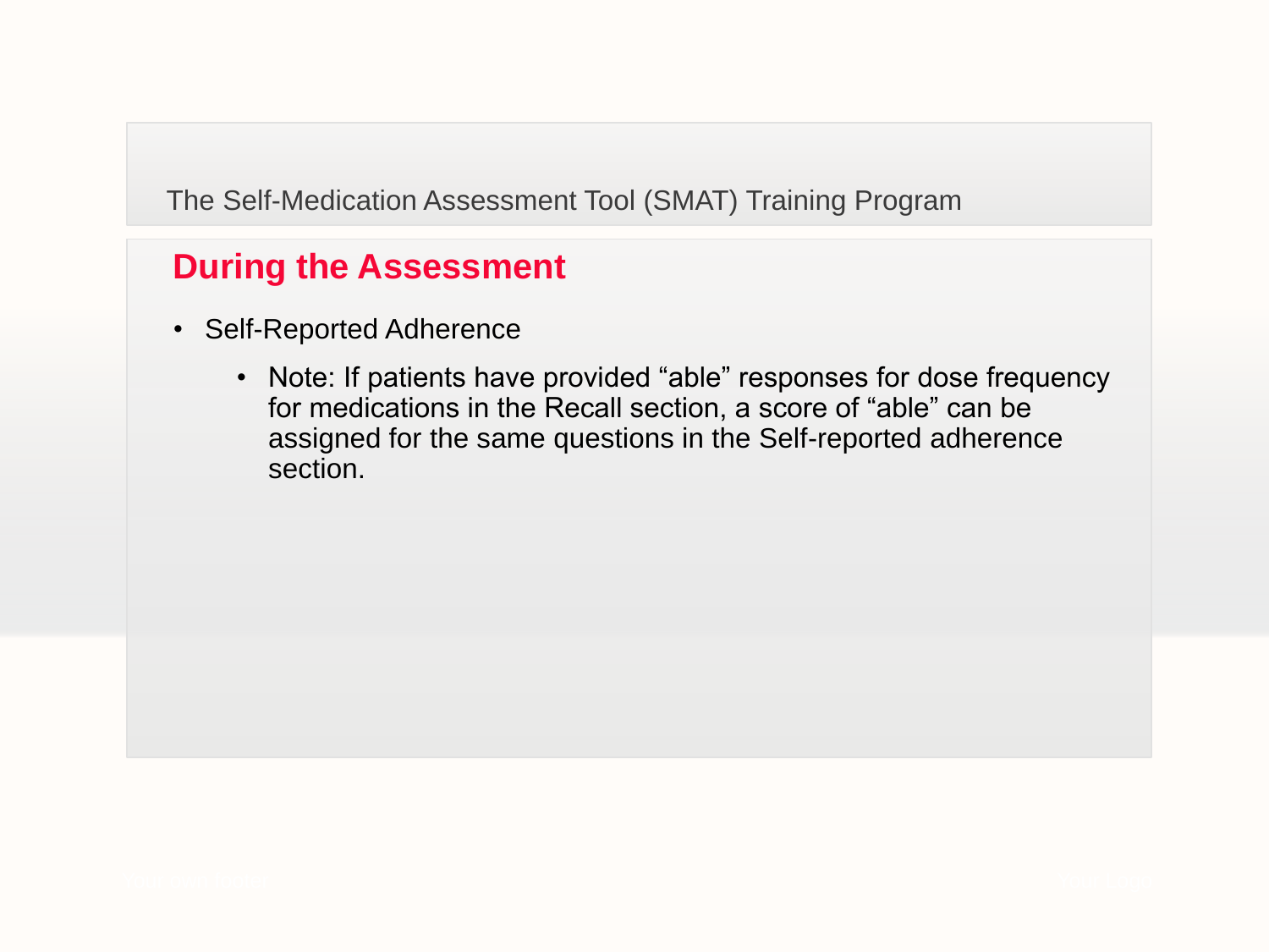The Self-Medication Assessment Tool (SMAT) Training Program

## During the Assessment

- Self-Reported Adherence
  - Note: If patients have provided “able” responses for dose frequency for medications in the Recall section, a score of “able” can be assigned for the same questions in the Self-reported adherence section.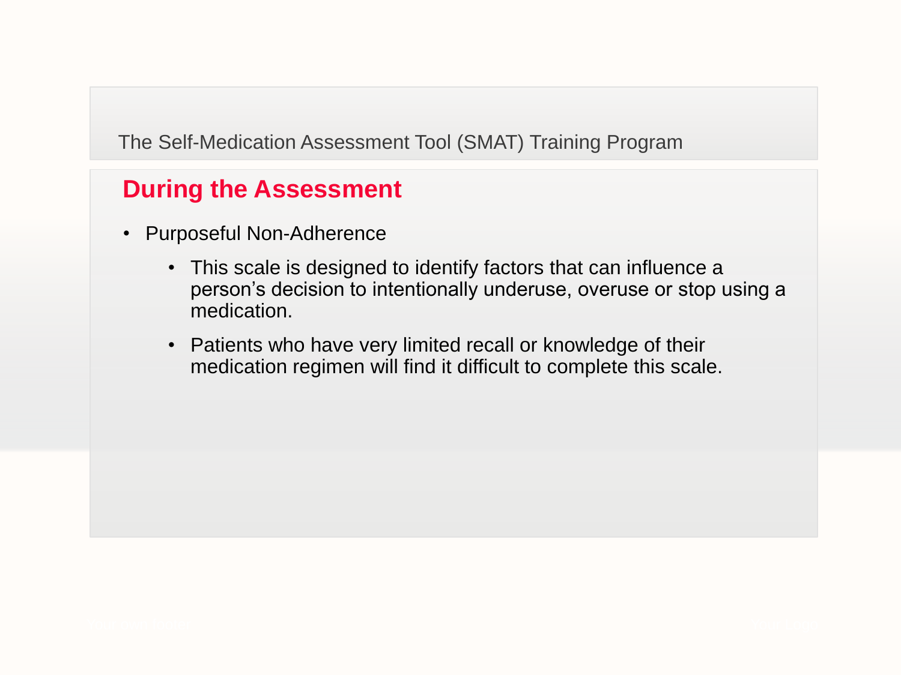The Self-Medication Assessment Tool (SMAT) Training Program

## During the Assessment

- Purposeful Non-Adherence
  - This scale is designed to identify factors that can influence a person's decision to intentionally underuse, overuse or stop using a medication.
  - Patients who have very limited recall or knowledge of their medication regimen will find it difficult to complete this scale.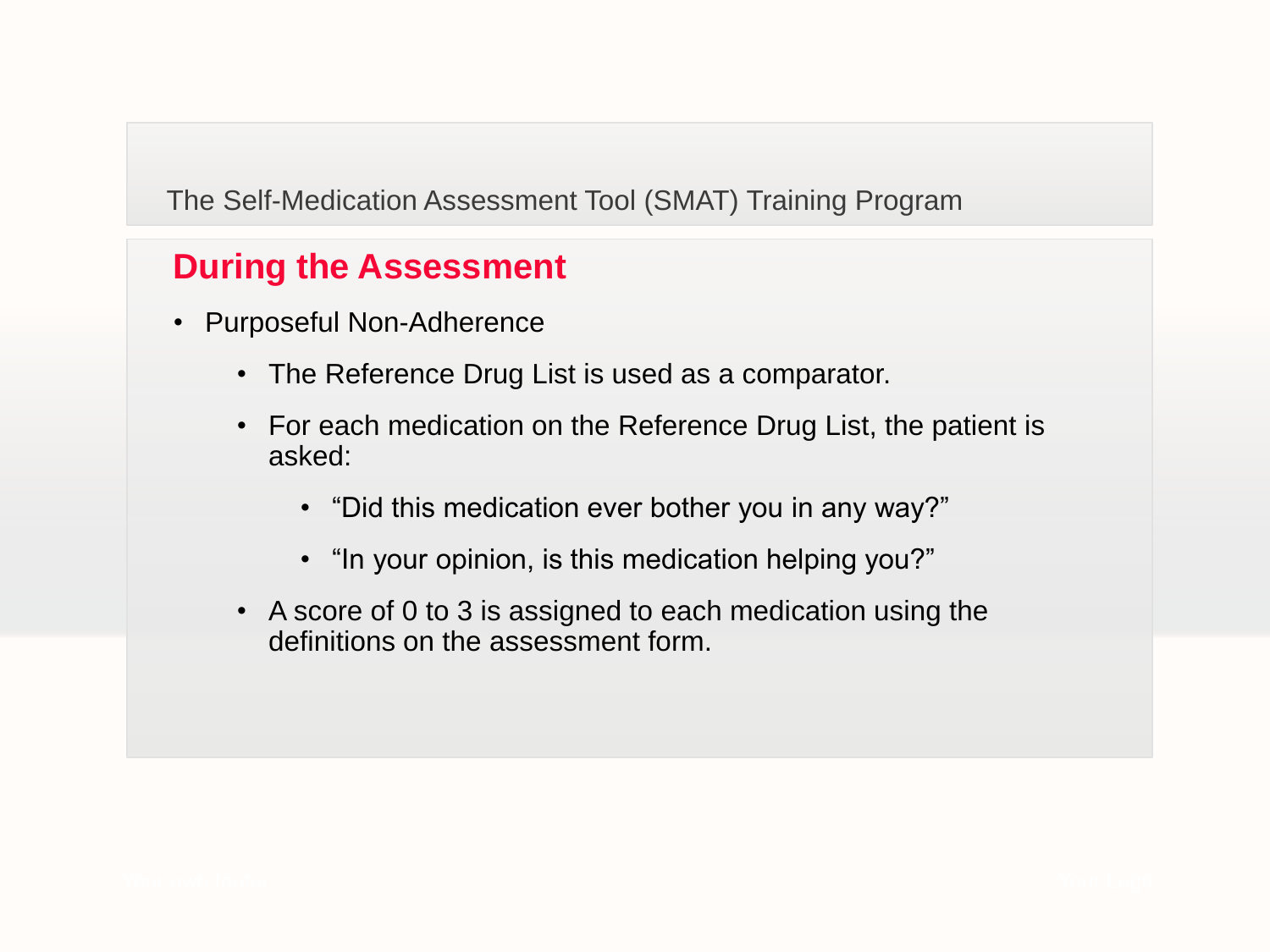The Self-Medication Assessment Tool (SMAT) Training Program

## During the Assessment

- Purposeful Non-Adherence
  - The Reference Drug List is used as a comparator.
  - For each medication on the Reference Drug List, the patient is asked:
    - “Did this medication ever bother you in any way?”
    - “In your opinion, is this medication helping you?”
  - A score of 0 to 3 is assigned to each medication using the definitions on the assessment form.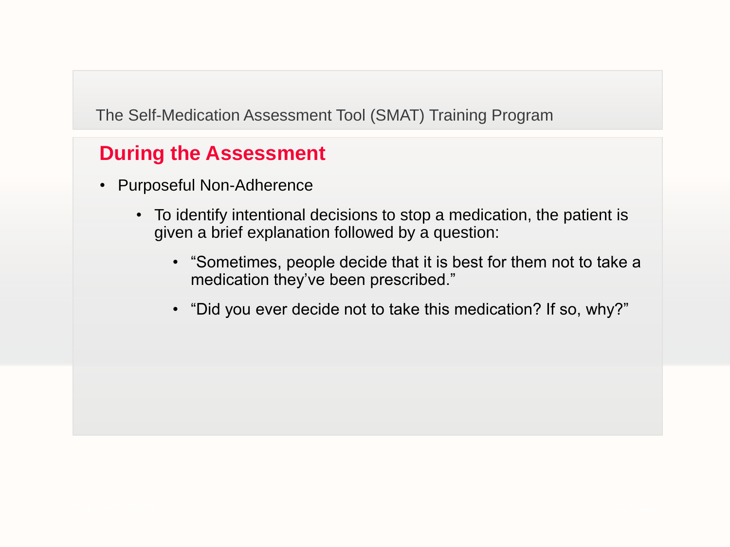The Self-Medication Assessment Tool (SMAT) Training Program

## During the Assessment

- Purposeful Non-Adherence
  - To identify intentional decisions to stop a medication, the patient is given a brief explanation followed by a question:
    - “Sometimes, people decide that it is best for them not to take a medication they’ve been prescribed.”
    - “Did you ever decide not to take this medication? If so, why?”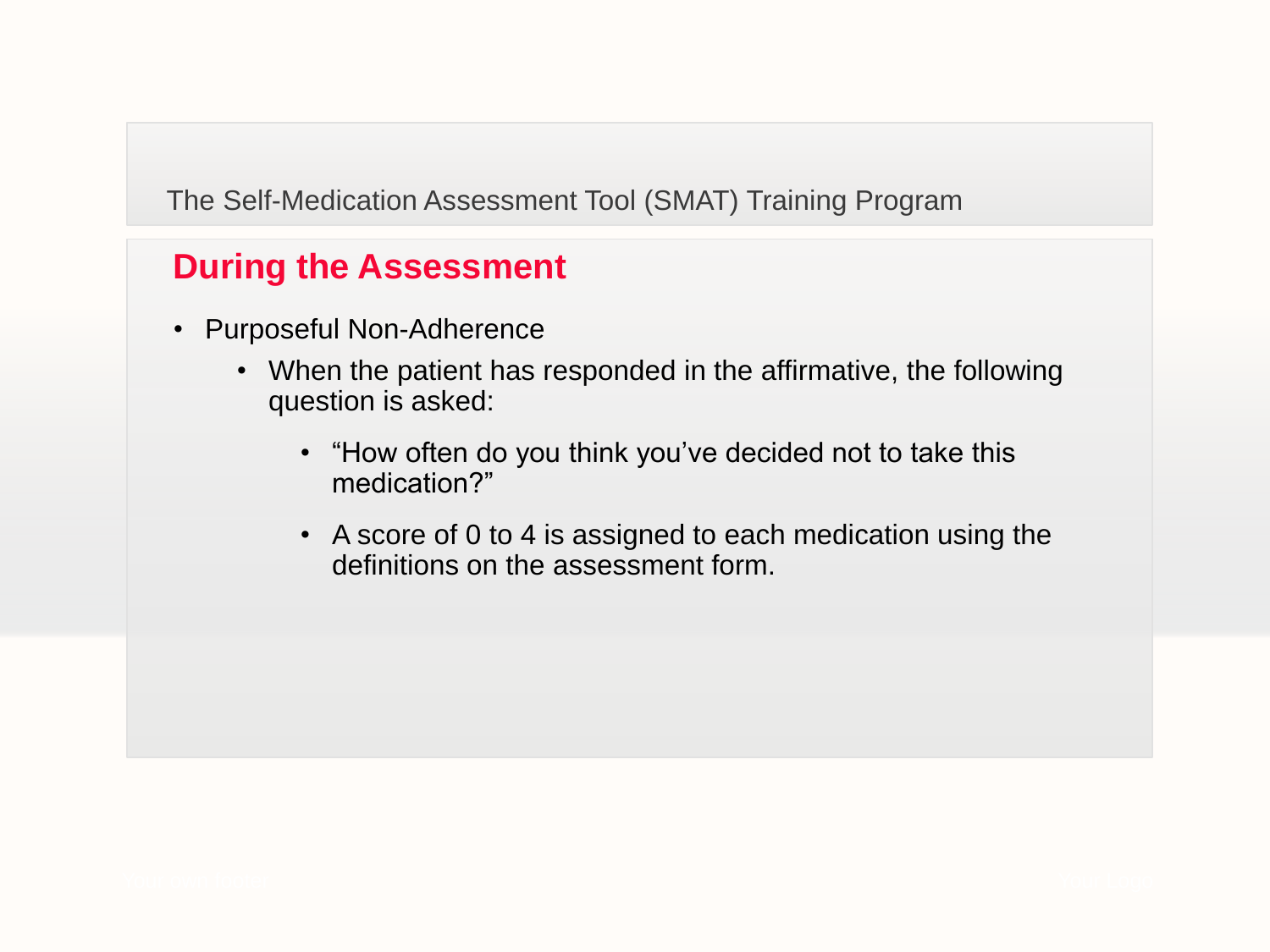The Self-Medication Assessment Tool (SMAT) Training Program

## During the Assessment

- Purposeful Non-Adherence
  - When the patient has responded in the affirmative, the following question is asked:
    - “How often do you think you’ve decided not to take this medication?”
    - A score of 0 to 4 is assigned to each medication using the definitions on the assessment form.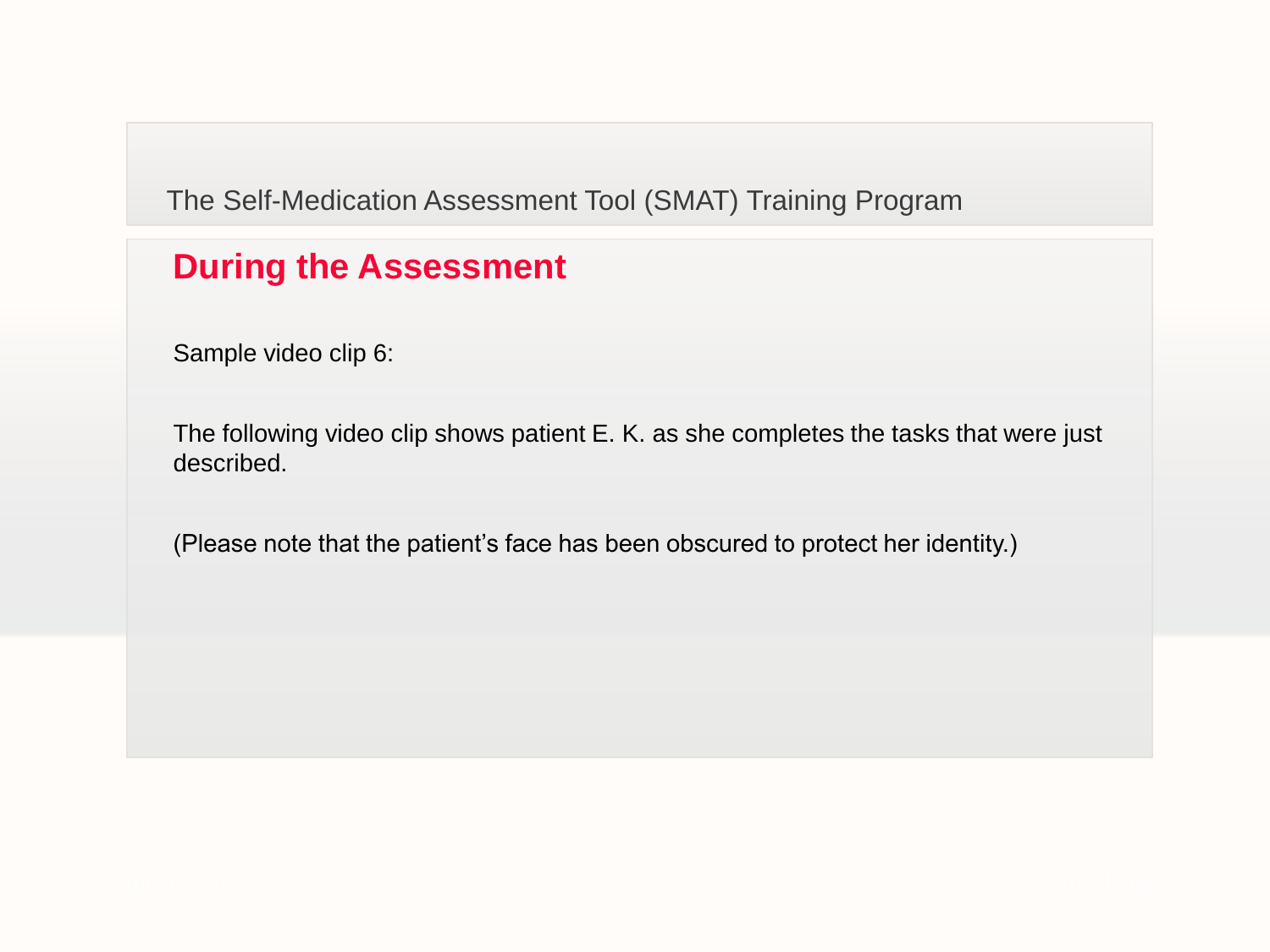The Self-Medication Assessment Tool (SMAT) Training Program

## During the Assessment

Sample video clip 6:

The following video clip shows patient E. K. as she completes the tasks that were just described.

(Please note that the patient's face has been obscured to protect her identity.)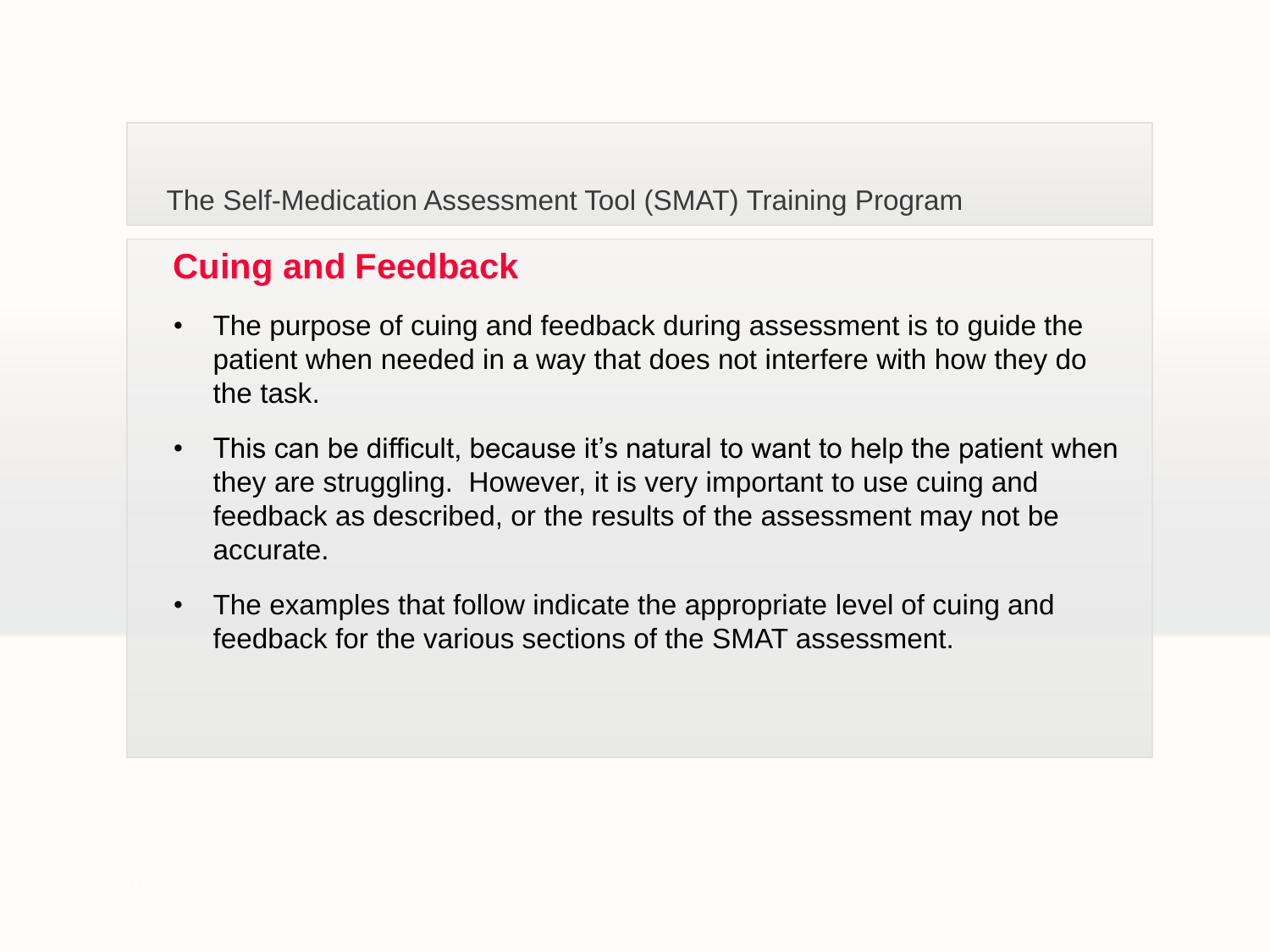The Self-Medication Assessment Tool (SMAT) Training Program

## Cuing and Feedback

- The purpose of cuing and feedback during assessment is to guide the patient when needed in a way that does not interfere with how they do the task.
- This can be difficult, because it's natural to want to help the patient when they are struggling. However, it is very important to use cuing and feedback as described, or the results of the assessment may not be accurate.
- The examples that follow indicate the appropriate level of cuing and feedback for the various sections of the SMAT assessment.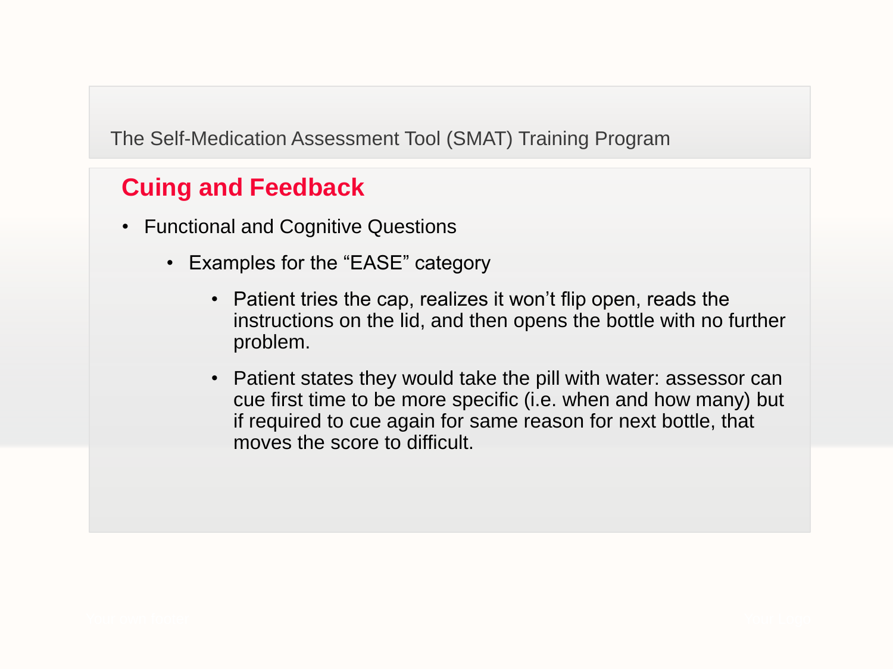The Self-Medication Assessment Tool (SMAT) Training Program

## Cuing and Feedback

- Functional and Cognitive Questions
  - Examples for the "EASE" category
    - Patient tries the cap, realizes it won't flip open, reads the instructions on the lid, and then opens the bottle with no further problem.
    - Patient states they would take the pill with water: assessor can cue first time to be more specific (i.e. when and how many) but if required to cue again for same reason for next bottle, that moves the score to difficult.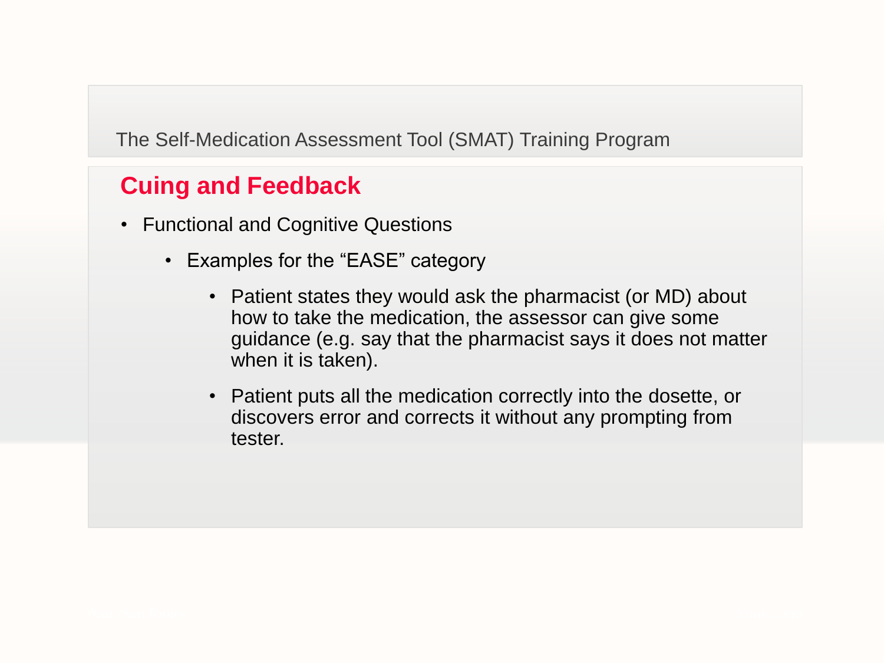The Self-Medication Assessment Tool (SMAT) Training Program

## Cuing and Feedback

- Functional and Cognitive Questions
  - Examples for the "EASE" category
    - Patient states they would ask the pharmacist (or MD) about how to take the medication, the assessor can give some guidance (e.g. say that the pharmacist says it does not matter when it is taken).
    - Patient puts all the medication correctly into the dosette, or discovers error and corrects it without any prompting from tester.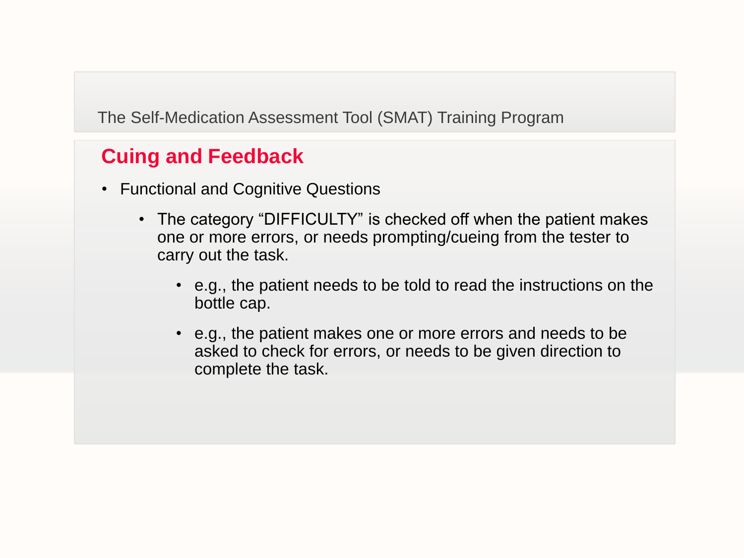The Self-Medication Assessment Tool (SMAT) Training Program

## Cuing and Feedback

- Functional and Cognitive Questions
  - The category "DIFFICULTY" is checked off when the patient makes one or more errors, or needs prompting/cueing from the tester to carry out the task.
    - e.g., the patient needs to be told to read the instructions on the bottle cap.
    - e.g., the patient makes one or more errors and needs to be asked to check for errors, or needs to be given direction to complete the task.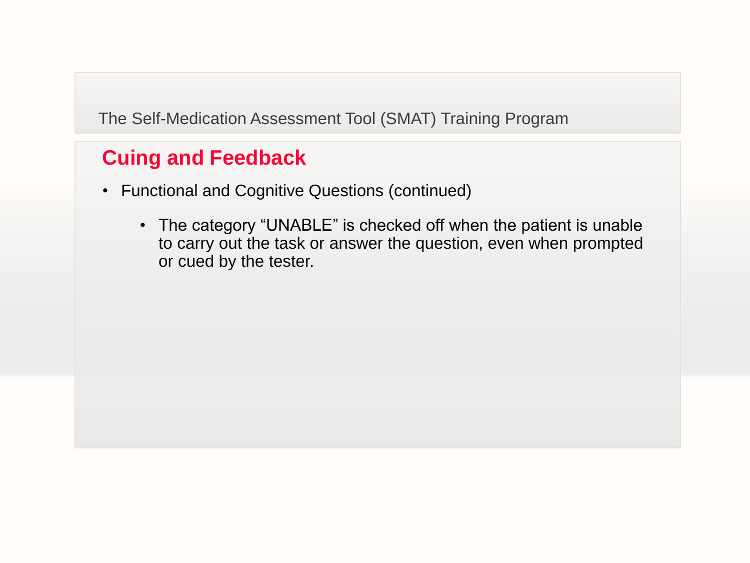The Self-Medication Assessment Tool (SMAT) Training Program

## Cuing and Feedback

- Functional and Cognitive Questions (continued)
  - The category "UNABLE" is checked off when the patient is unable to carry out the task or answer the question, even when prompted or cued by the tester.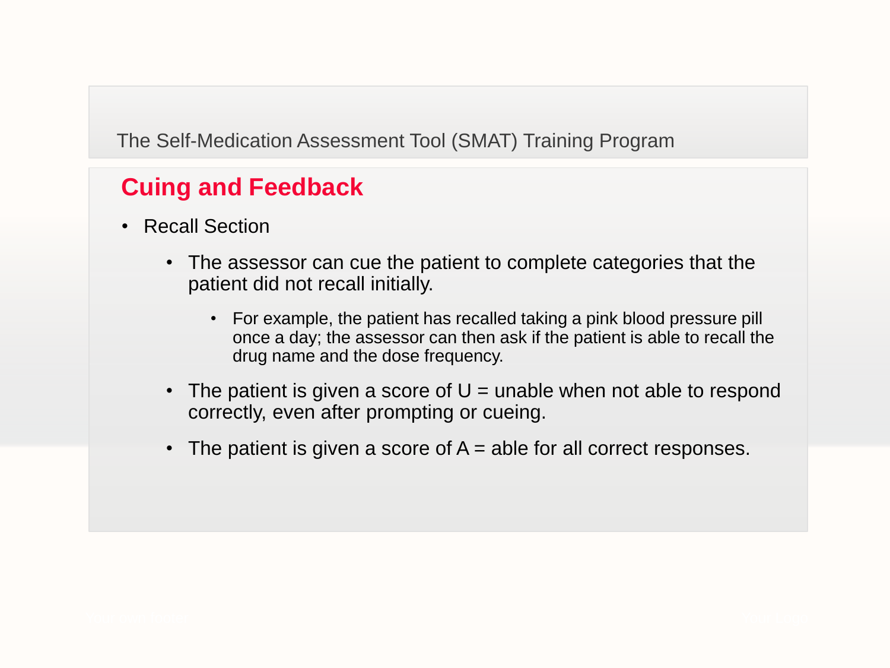The Self-Medication Assessment Tool (SMAT) Training Program

## Cuing and Feedback

- Recall Section
  - The assessor can cue the patient to complete categories that the patient did not recall initially.
    - For example, the patient has recalled taking a pink blood pressure pill once a day; the assessor can then ask if the patient is able to recall the drug name and the dose frequency.
  - The patient is given a score of U = unable when not able to respond correctly, even after prompting or cueing.
  - The patient is given a score of A = able for all correct responses.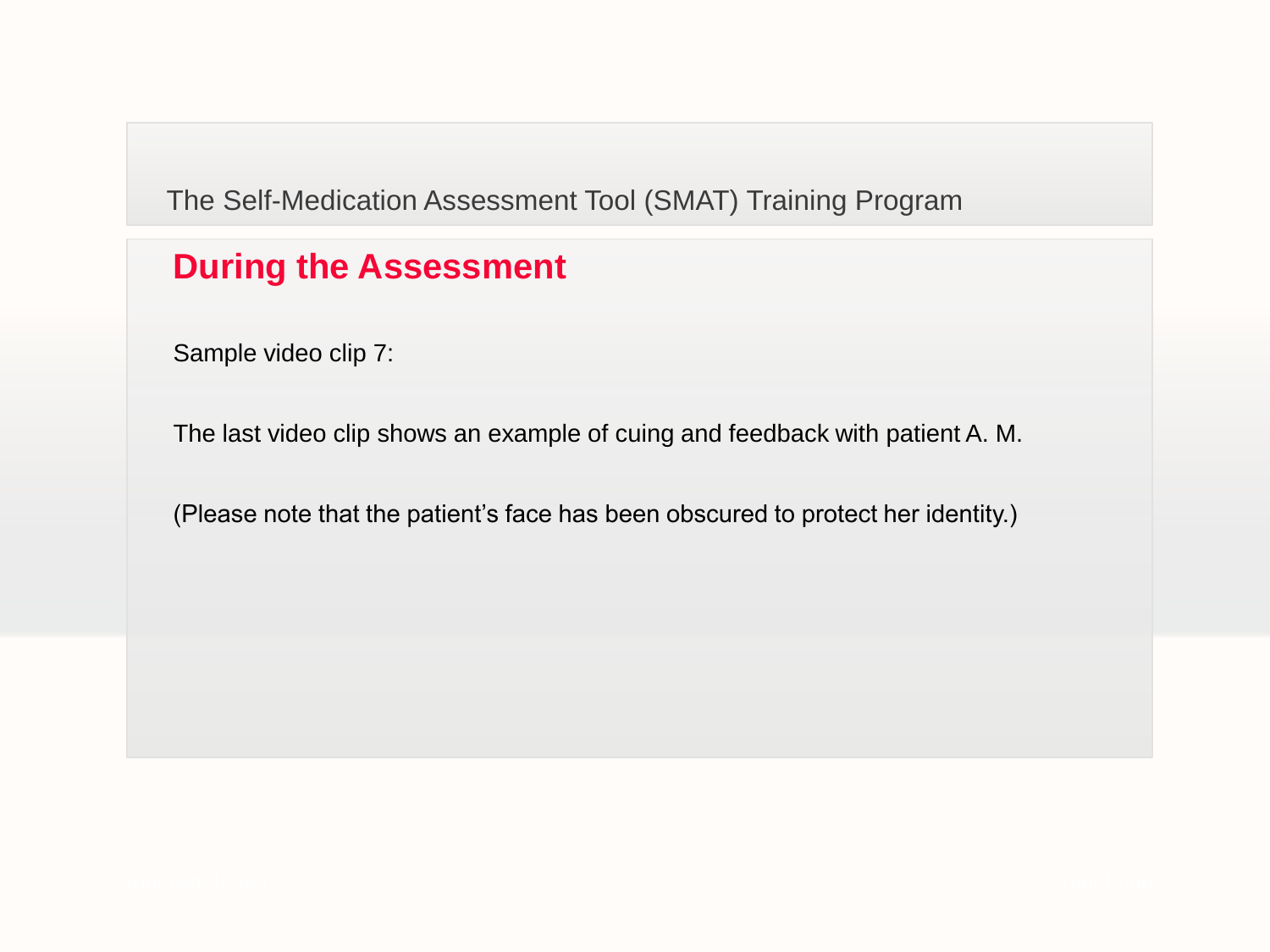The Self-Medication Assessment Tool (SMAT) Training Program

## During the Assessment

Sample video clip 7:

The last video clip shows an example of cuing and feedback with patient A. M.

(Please note that the patient’s face has been obscured to protect her identity.)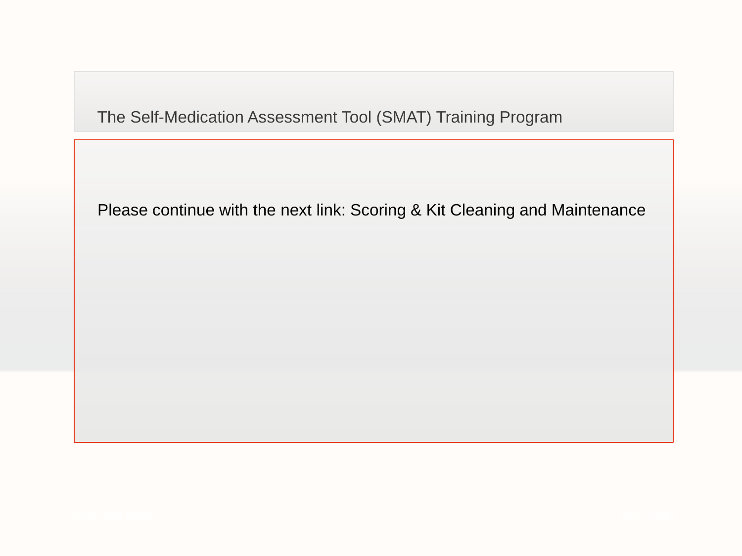## The Self-Medication Assessment Tool (SMAT) Training Program

Please continue with the next link: Scoring & Kit Cleaning and Maintenance